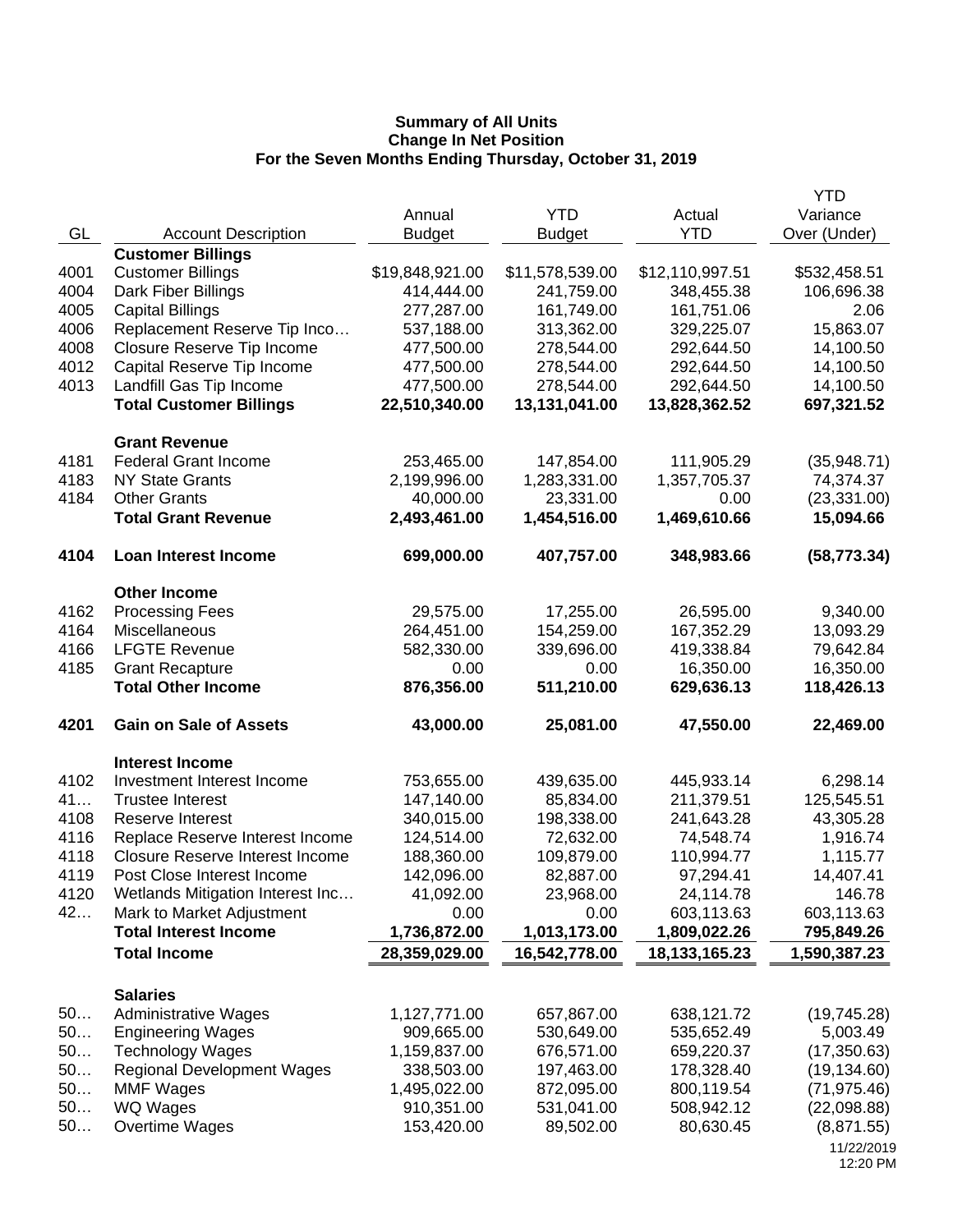**Summary of All Units**
**Change In Net Position**
**For the Seven Months Ending Thursday, October 31, 2019**

| GL | Account Description | Annual Budget | YTD Budget | Actual YTD | YTD Variance Over (Under) |
|---|---|---|---|---|---|
| | **Customer Billings** | | | | |
| 4001 | Customer Billings | $19,848,921.00 | $11,578,539.00 | $12,110,997.51 | $532,458.51 |
| 4004 | Dark Fiber Billings | 414,444.00 | 241,759.00 | 348,455.38 | 106,696.38 |
| 4005 | Capital Billings | 277,287.00 | 161,749.00 | 161,751.06 | 2.06 |
| 4006 | Replacement Reserve Tip Inco… | 537,188.00 | 313,362.00 | 329,225.07 | 15,863.07 |
| 4008 | Closure Reserve Tip Income | 477,500.00 | 278,544.00 | 292,644.50 | 14,100.50 |
| 4012 | Capital Reserve Tip Income | 477,500.00 | 278,544.00 | 292,644.50 | 14,100.50 |
| 4013 | Landfill Gas Tip Income | 477,500.00 | 278,544.00 | 292,644.50 | 14,100.50 |
| | **Total Customer Billings** | **22,510,340.00** | **13,131,041.00** | **13,828,362.52** | **697,321.52** |
| | **Grant Revenue** | | | | |
| 4181 | Federal Grant Income | 253,465.00 | 147,854.00 | 111,905.29 | (35,948.71) |
| 4183 | NY State Grants | 2,199,996.00 | 1,283,331.00 | 1,357,705.37 | 74,374.37 |
| 4184 | Other Grants | 40,000.00 | 23,331.00 | 0.00 | (23,331.00) |
| | **Total Grant Revenue** | **2,493,461.00** | **1,454,516.00** | **1,469,610.66** | **15,094.66** |
| **4104** | **Loan Interest Income** | **699,000.00** | **407,757.00** | **348,983.66** | **(58,773.34)** |
| | **Other Income** | | | | |
| 4162 | Processing Fees | 29,575.00 | 17,255.00 | 26,595.00 | 9,340.00 |
| 4164 | Miscellaneous | 264,451.00 | 154,259.00 | 167,352.29 | 13,093.29 |
| 4166 | LFGTE Revenue | 582,330.00 | 339,696.00 | 419,338.84 | 79,642.84 |
| 4185 | Grant Recapture | 0.00 | 0.00 | 16,350.00 | 16,350.00 |
| | **Total Other Income** | **876,356.00** | **511,210.00** | **629,636.13** | **118,426.13** |
| **4201** | **Gain on Sale of Assets** | **43,000.00** | **25,081.00** | **47,550.00** | **22,469.00** |
| | **Interest Income** | | | | |
| 4102 | Investment Interest Income | 753,655.00 | 439,635.00 | 445,933.14 | 6,298.14 |
| 41… | Trustee Interest | 147,140.00 | 85,834.00 | 211,379.51 | 125,545.51 |
| 4108 | Reserve Interest | 340,015.00 | 198,338.00 | 241,643.28 | 43,305.28 |
| 4116 | Replace Reserve Interest Income | 124,514.00 | 72,632.00 | 74,548.74 | 1,916.74 |
| 4118 | Closure Reserve Interest Income | 188,360.00 | 109,879.00 | 110,994.77 | 1,115.77 |
| 4119 | Post Close Interest Income | 142,096.00 | 82,887.00 | 97,294.41 | 14,407.41 |
| 4120 | Wetlands Mitigation Interest Inc… | 41,092.00 | 23,968.00 | 24,114.78 | 146.78 |
| 42… | Mark to Market Adjustment | 0.00 | 0.00 | 603,113.63 | 603,113.63 |
| | **Total Interest Income** | **1,736,872.00** | **1,013,173.00** | **1,809,022.26** | **795,849.26** |
| | **Total Income** | **28,359,029.00** | **16,542,778.00** | **18,133,165.23** | **1,590,387.23** |
| | **Salaries** | | | | |
| 50… | Administrative Wages | 1,127,771.00 | 657,867.00 | 638,121.72 | (19,745.28) |
| 50… | Engineering Wages | 909,665.00 | 530,649.00 | 535,652.49 | 5,003.49 |
| 50… | Technology Wages | 1,159,837.00 | 676,571.00 | 659,220.37 | (17,350.63) |
| 50… | Regional Development Wages | 338,503.00 | 197,463.00 | 178,328.40 | (19,134.60) |
| 50… | MMF Wages | 1,495,022.00 | 872,095.00 | 800,119.54 | (71,975.46) |
| 50… | WQ Wages | 910,351.00 | 531,041.00 | 508,942.12 | (22,098.88) |
| 50… | Overtime Wages | 153,420.00 | 89,502.00 | 80,630.45 | (8,871.55) |

11/22/2019
12:20 PM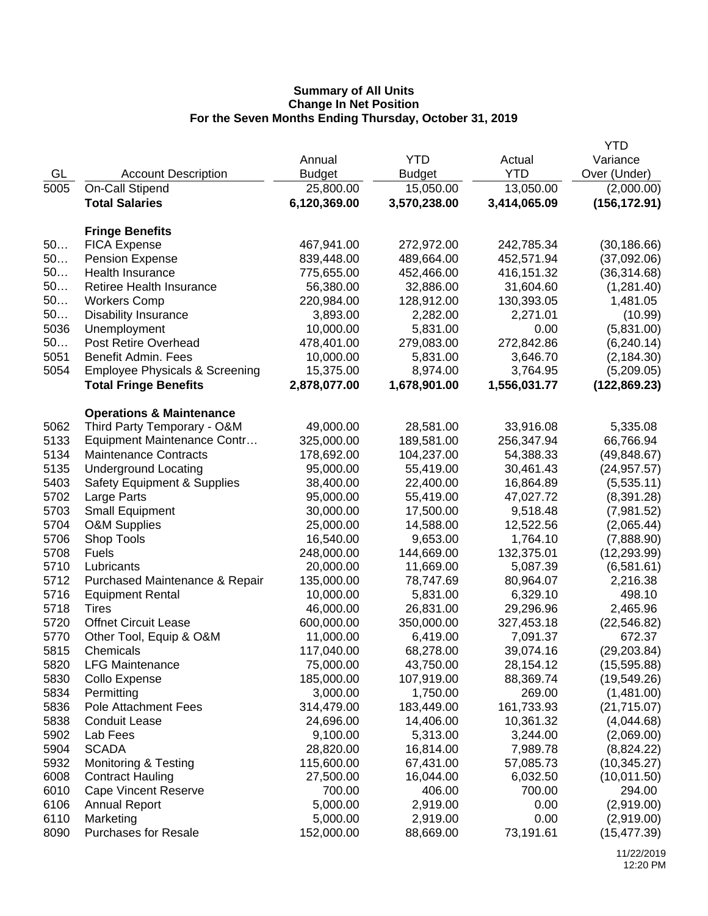**Summary of All Units**
**Change In Net Position**
**For the Seven Months Ending Thursday, October 31, 2019**

| GL | Account Description | Annual Budget | YTD Budget | Actual YTD | YTD Variance Over (Under) |
|---|---|---|---|---|---|
| 5005 | On-Call Stipend | 25,800.00 | 15,050.00 | 13,050.00 | (2,000.00) |
| | **Total Salaries** | **6,120,369.00** | **3,570,238.00** | **3,414,065.09** | **(156,172.91)** |
| | | | | | |
| | **Fringe Benefits** | | | | |
| 50… | FICA Expense | 467,941.00 | 272,972.00 | 242,785.34 | (30,186.66) |
| 50… | Pension Expense | 839,448.00 | 489,664.00 | 452,571.94 | (37,092.06) |
| 50… | Health Insurance | 775,655.00 | 452,466.00 | 416,151.32 | (36,314.68) |
| 50… | Retiree Health Insurance | 56,380.00 | 32,886.00 | 31,604.60 | (1,281.40) |
| 50… | Workers Comp | 220,984.00 | 128,912.00 | 130,393.05 | 1,481.05 |
| 50… | Disability Insurance | 3,893.00 | 2,282.00 | 2,271.01 | (10.99) |
| 5036 | Unemployment | 10,000.00 | 5,831.00 | 0.00 | (5,831.00) |
| 50… | Post Retire Overhead | 478,401.00 | 279,083.00 | 272,842.86 | (6,240.14) |
| 5051 | Benefit Admin. Fees | 10,000.00 | 5,831.00 | 3,646.70 | (2,184.30) |
| 5054 | Employee Physicals & Screening | 15,375.00 | 8,974.00 | 3,764.95 | (5,209.05) |
| | **Total Fringe Benefits** | **2,878,077.00** | **1,678,901.00** | **1,556,031.77** | **(122,869.23)** |
| | | | | | |
| | **Operations & Maintenance** | | | | |
| 5062 | Third Party Temporary - O&M | 49,000.00 | 28,581.00 | 33,916.08 | 5,335.08 |
| 5133 | Equipment Maintenance Contr… | 325,000.00 | 189,581.00 | 256,347.94 | 66,766.94 |
| 5134 | Maintenance Contracts | 178,692.00 | 104,237.00 | 54,388.33 | (49,848.67) |
| 5135 | Underground Locating | 95,000.00 | 55,419.00 | 30,461.43 | (24,957.57) |
| 5403 | Safety Equipment & Supplies | 38,400.00 | 22,400.00 | 16,864.89 | (5,535.11) |
| 5702 | Large Parts | 95,000.00 | 55,419.00 | 47,027.72 | (8,391.28) |
| 5703 | Small Equipment | 30,000.00 | 17,500.00 | 9,518.48 | (7,981.52) |
| 5704 | O&M Supplies | 25,000.00 | 14,588.00 | 12,522.56 | (2,065.44) |
| 5706 | Shop Tools | 16,540.00 | 9,653.00 | 1,764.10 | (7,888.90) |
| 5708 | Fuels | 248,000.00 | 144,669.00 | 132,375.01 | (12,293.99) |
| 5710 | Lubricants | 20,000.00 | 11,669.00 | 5,087.39 | (6,581.61) |
| 5712 | Purchased Maintenance & Repair | 135,000.00 | 78,747.69 | 80,964.07 | 2,216.38 |
| 5716 | Equipment Rental | 10,000.00 | 5,831.00 | 6,329.10 | 498.10 |
| 5718 | Tires | 46,000.00 | 26,831.00 | 29,296.96 | 2,465.96 |
| 5720 | Offnet Circuit Lease | 600,000.00 | 350,000.00 | 327,453.18 | (22,546.82) |
| 5770 | Other Tool, Equip & O&M | 11,000.00 | 6,419.00 | 7,091.37 | 672.37 |
| 5815 | Chemicals | 117,040.00 | 68,278.00 | 39,074.16 | (29,203.84) |
| 5820 | LFG Maintenance | 75,000.00 | 43,750.00 | 28,154.12 | (15,595.88) |
| 5830 | Collo Expense | 185,000.00 | 107,919.00 | 88,369.74 | (19,549.26) |
| 5834 | Permitting | 3,000.00 | 1,750.00 | 269.00 | (1,481.00) |
| 5836 | Pole Attachment Fees | 314,479.00 | 183,449.00 | 161,733.93 | (21,715.07) |
| 5838 | Conduit Lease | 24,696.00 | 14,406.00 | 10,361.32 | (4,044.68) |
| 5902 | Lab Fees | 9,100.00 | 5,313.00 | 3,244.00 | (2,069.00) |
| 5904 | SCADA | 28,820.00 | 16,814.00 | 7,989.78 | (8,824.22) |
| 5932 | Monitoring & Testing | 115,600.00 | 67,431.00 | 57,085.73 | (10,345.27) |
| 6008 | Contract Hauling | 27,500.00 | 16,044.00 | 6,032.50 | (10,011.50) |
| 6010 | Cape Vincent Reserve | 700.00 | 406.00 | 700.00 | 294.00 |
| 6106 | Annual Report | 5,000.00 | 2,919.00 | 0.00 | (2,919.00) |
| 6110 | Marketing | 5,000.00 | 2,919.00 | 0.00 | (2,919.00) |
| 8090 | Purchases for Resale | 152,000.00 | 88,669.00 | 73,191.61 | (15,477.39) |

11/22/2019
12:20 PM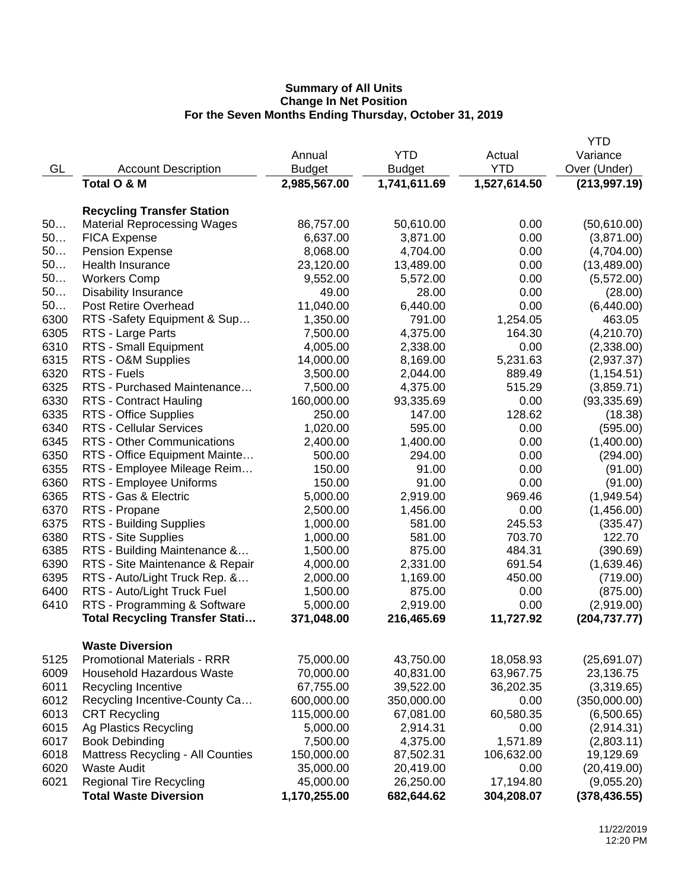**Summary of All Units**
**Change In Net Position**
**For the Seven Months Ending Thursday, October 31, 2019**

| GL | Account Description | Annual Budget | YTD Budget | Actual YTD | YTD Variance Over (Under) |
|---|---|---|---|---|---|
| | **Total O & M** | **2,985,567.00** | **1,741,611.69** | **1,527,614.50** | **(213,997.19)** |
| | **Recycling Transfer Station** | | | | |
| 50… | Material Reprocessing Wages | 86,757.00 | 50,610.00 | 0.00 | (50,610.00) |
| 50… | FICA Expense | 6,637.00 | 3,871.00 | 0.00 | (3,871.00) |
| 50… | Pension Expense | 8,068.00 | 4,704.00 | 0.00 | (4,704.00) |
| 50… | Health Insurance | 23,120.00 | 13,489.00 | 0.00 | (13,489.00) |
| 50… | Workers Comp | 9,552.00 | 5,572.00 | 0.00 | (5,572.00) |
| 50… | Disability Insurance | 49.00 | 28.00 | 0.00 | (28.00) |
| 50… | Post Retire Overhead | 11,040.00 | 6,440.00 | 0.00 | (6,440.00) |
| 6300 | RTS -Safety Equipment & Sup… | 1,350.00 | 791.00 | 1,254.05 | 463.05 |
| 6305 | RTS - Large Parts | 7,500.00 | 4,375.00 | 164.30 | (4,210.70) |
| 6310 | RTS - Small Equipment | 4,005.00 | 2,338.00 | 0.00 | (2,338.00) |
| 6315 | RTS - O&M Supplies | 14,000.00 | 8,169.00 | 5,231.63 | (2,937.37) |
| 6320 | RTS - Fuels | 3,500.00 | 2,044.00 | 889.49 | (1,154.51) |
| 6325 | RTS - Purchased Maintenance… | 7,500.00 | 4,375.00 | 515.29 | (3,859.71) |
| 6330 | RTS - Contract Hauling | 160,000.00 | 93,335.69 | 0.00 | (93,335.69) |
| 6335 | RTS - Office Supplies | 250.00 | 147.00 | 128.62 | (18.38) |
| 6340 | RTS - Cellular Services | 1,020.00 | 595.00 | 0.00 | (595.00) |
| 6345 | RTS - Other Communications | 2,400.00 | 1,400.00 | 0.00 | (1,400.00) |
| 6350 | RTS - Office Equipment Mainte… | 500.00 | 294.00 | 0.00 | (294.00) |
| 6355 | RTS - Employee Mileage Reim… | 150.00 | 91.00 | 0.00 | (91.00) |
| 6360 | RTS - Employee Uniforms | 150.00 | 91.00 | 0.00 | (91.00) |
| 6365 | RTS - Gas & Electric | 5,000.00 | 2,919.00 | 969.46 | (1,949.54) |
| 6370 | RTS - Propane | 2,500.00 | 1,456.00 | 0.00 | (1,456.00) |
| 6375 | RTS - Building Supplies | 1,000.00 | 581.00 | 245.53 | (335.47) |
| 6380 | RTS - Site Supplies | 1,000.00 | 581.00 | 703.70 | 122.70 |
| 6385 | RTS - Building Maintenance &… | 1,500.00 | 875.00 | 484.31 | (390.69) |
| 6390 | RTS - Site Maintenance & Repair | 4,000.00 | 2,331.00 | 691.54 | (1,639.46) |
| 6395 | RTS - Auto/Light Truck Rep. &… | 2,000.00 | 1,169.00 | 450.00 | (719.00) |
| 6400 | RTS - Auto/Light Truck Fuel | 1,500.00 | 875.00 | 0.00 | (875.00) |
| 6410 | RTS - Programming & Software | 5,000.00 | 2,919.00 | 0.00 | (2,919.00) |
| | **Total Recycling Transfer Stati…** | **371,048.00** | **216,465.69** | **11,727.92** | **(204,737.77)** |
| | **Waste Diversion** | | | | |
| 5125 | Promotional Materials - RRR | 75,000.00 | 43,750.00 | 18,058.93 | (25,691.07) |
| 6009 | Household Hazardous Waste | 70,000.00 | 40,831.00 | 63,967.75 | 23,136.75 |
| 6011 | Recycling Incentive | 67,755.00 | 39,522.00 | 36,202.35 | (3,319.65) |
| 6012 | Recycling Incentive-County Ca… | 600,000.00 | 350,000.00 | 0.00 | (350,000.00) |
| 6013 | CRT Recycling | 115,000.00 | 67,081.00 | 60,580.35 | (6,500.65) |
| 6015 | Ag Plastics Recycling | 5,000.00 | 2,914.31 | 0.00 | (2,914.31) |
| 6017 | Book Debinding | 7,500.00 | 4,375.00 | 1,571.89 | (2,803.11) |
| 6018 | Mattress Recycling - All Counties | 150,000.00 | 87,502.31 | 106,632.00 | 19,129.69 |
| 6020 | Waste Audit | 35,000.00 | 20,419.00 | 0.00 | (20,419.00) |
| 6021 | Regional Tire Recycling | 45,000.00 | 26,250.00 | 17,194.80 | (9,055.20) |
| | **Total Waste Diversion** | **1,170,255.00** | **682,644.62** | **304,208.07** | **(378,436.55)** |

11/22/2019
12:20 PM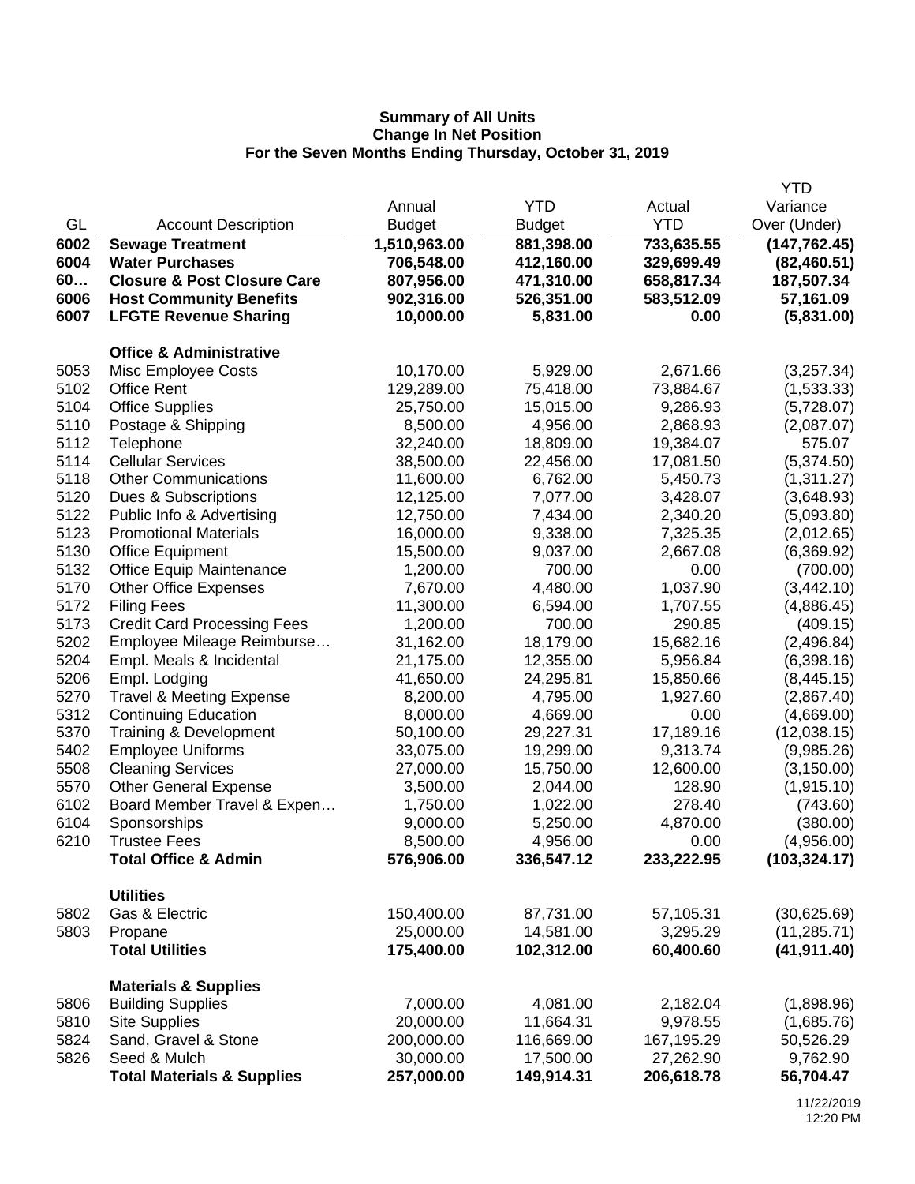**Summary of All Units**
**Change In Net Position**
**For the Seven Months Ending Thursday, October 31, 2019**

| GL | Account Description | Annual Budget | YTD Budget | Actual YTD | YTD Variance Over (Under) |
|---|---|---|---|---|---|
| **6002** | **Sewage Treatment** | **1,510,963.00** | **881,398.00** | **733,635.55** | **(147,762.45)** |
| **6004** | **Water Purchases** | **706,548.00** | **412,160.00** | **329,699.49** | **(82,460.51)** |
| **60…** | **Closure & Post Closure Care** | **807,956.00** | **471,310.00** | **658,817.34** | **187,507.34** |
| **6006** | **Host Community Benefits** | **902,316.00** | **526,351.00** | **583,512.09** | **57,161.09** |
| **6007** | **LFGTE Revenue Sharing** | **10,000.00** | **5,831.00** | **0.00** | **(5,831.00)** |
| | **Office & Administrative** | | | | |
| 5053 | Misc Employee Costs | 10,170.00 | 5,929.00 | 2,671.66 | (3,257.34) |
| 5102 | Office Rent | 129,289.00 | 75,418.00 | 73,884.67 | (1,533.33) |
| 5104 | Office Supplies | 25,750.00 | 15,015.00 | 9,286.93 | (5,728.07) |
| 5110 | Postage & Shipping | 8,500.00 | 4,956.00 | 2,868.93 | (2,087.07) |
| 5112 | Telephone | 32,240.00 | 18,809.00 | 19,384.07 | 575.07 |
| 5114 | Cellular Services | 38,500.00 | 22,456.00 | 17,081.50 | (5,374.50) |
| 5118 | Other Communications | 11,600.00 | 6,762.00 | 5,450.73 | (1,311.27) |
| 5120 | Dues & Subscriptions | 12,125.00 | 7,077.00 | 3,428.07 | (3,648.93) |
| 5122 | Public Info & Advertising | 12,750.00 | 7,434.00 | 2,340.20 | (5,093.80) |
| 5123 | Promotional Materials | 16,000.00 | 9,338.00 | 7,325.35 | (2,012.65) |
| 5130 | Office Equipment | 15,500.00 | 9,037.00 | 2,667.08 | (6,369.92) |
| 5132 | Office Equip Maintenance | 1,200.00 | 700.00 | 0.00 | (700.00) |
| 5170 | Other Office Expenses | 7,670.00 | 4,480.00 | 1,037.90 | (3,442.10) |
| 5172 | Filing Fees | 11,300.00 | 6,594.00 | 1,707.55 | (4,886.45) |
| 5173 | Credit Card Processing Fees | 1,200.00 | 700.00 | 290.85 | (409.15) |
| 5202 | Employee Mileage Reimburse… | 31,162.00 | 18,179.00 | 15,682.16 | (2,496.84) |
| 5204 | Empl. Meals & Incidental | 21,175.00 | 12,355.00 | 5,956.84 | (6,398.16) |
| 5206 | Empl. Lodging | 41,650.00 | 24,295.81 | 15,850.66 | (8,445.15) |
| 5270 | Travel & Meeting Expense | 8,200.00 | 4,795.00 | 1,927.60 | (2,867.40) |
| 5312 | Continuing Education | 8,000.00 | 4,669.00 | 0.00 | (4,669.00) |
| 5370 | Training & Development | 50,100.00 | 29,227.31 | 17,189.16 | (12,038.15) |
| 5402 | Employee Uniforms | 33,075.00 | 19,299.00 | 9,313.74 | (9,985.26) |
| 5508 | Cleaning Services | 27,000.00 | 15,750.00 | 12,600.00 | (3,150.00) |
| 5570 | Other General Expense | 3,500.00 | 2,044.00 | 128.90 | (1,915.10) |
| 6102 | Board Member Travel & Expen… | 1,750.00 | 1,022.00 | 278.40 | (743.60) |
| 6104 | Sponsorships | 9,000.00 | 5,250.00 | 4,870.00 | (380.00) |
| 6210 | Trustee Fees | 8,500.00 | 4,956.00 | 0.00 | (4,956.00) |
| | **Total Office & Admin** | **576,906.00** | **336,547.12** | **233,222.95** | **(103,324.17)** |
| | **Utilities** | | | | |
| 5802 | Gas & Electric | 150,400.00 | 87,731.00 | 57,105.31 | (30,625.69) |
| 5803 | Propane | 25,000.00 | 14,581.00 | 3,295.29 | (11,285.71) |
| | **Total Utilities** | **175,400.00** | **102,312.00** | **60,400.60** | **(41,911.40)** |
| | **Materials & Supplies** | | | | |
| 5806 | Building Supplies | 7,000.00 | 4,081.00 | 2,182.04 | (1,898.96) |
| 5810 | Site Supplies | 20,000.00 | 11,664.31 | 9,978.55 | (1,685.76) |
| 5824 | Sand, Gravel & Stone | 200,000.00 | 116,669.00 | 167,195.29 | 50,526.29 |
| 5826 | Seed & Mulch | 30,000.00 | 17,500.00 | 27,262.90 | 9,762.90 |
| | **Total Materials & Supplies** | **257,000.00** | **149,914.31** | **206,618.78** | **56,704.47** |

11/22/2019
12:20 PM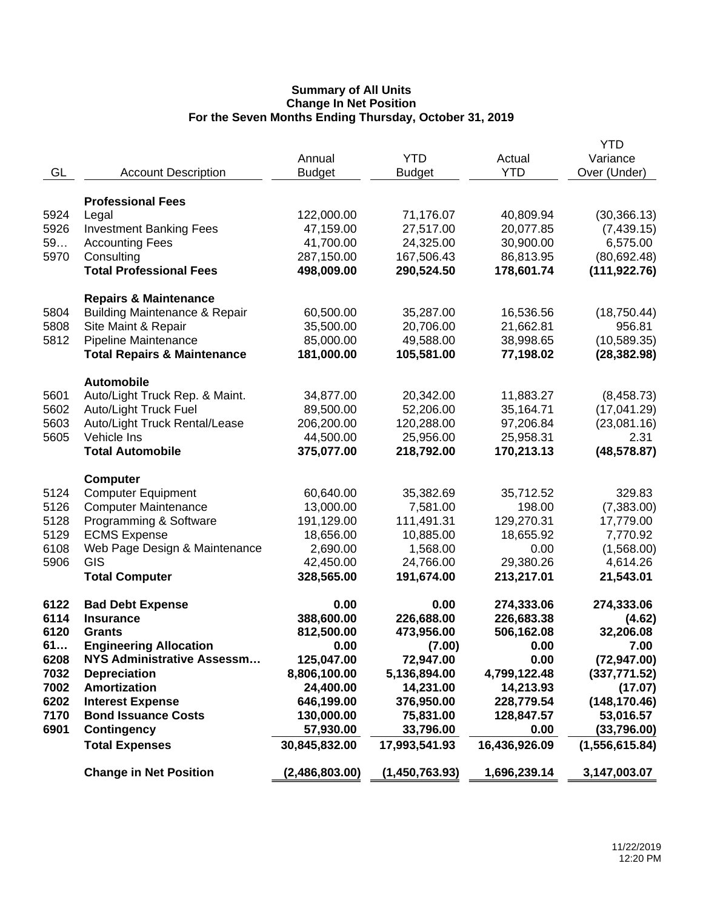**Summary of All Units**
**Change In Net Position**
**For the Seven Months Ending Thursday, October 31, 2019**

| GL | Account Description | Annual Budget | YTD Budget | Actual YTD | YTD Variance Over (Under) |
|---|---|---|---|---|---|
| | **Professional Fees** | | | | |
| 5924 | Legal | 122,000.00 | 71,176.07 | 40,809.94 | (30,366.13) |
| 5926 | Investment Banking Fees | 47,159.00 | 27,517.00 | 20,077.85 | (7,439.15) |
| 59… | Accounting Fees | 41,700.00 | 24,325.00 | 30,900.00 | 6,575.00 |
| 5970 | Consulting | 287,150.00 | 167,506.43 | 86,813.95 | (80,692.48) |
| | **Total Professional Fees** | **498,009.00** | **290,524.50** | **178,601.74** | **(111,922.76)** |
| | **Repairs & Maintenance** | | | | |
| 5804 | Building Maintenance & Repair | 60,500.00 | 35,287.00 | 16,536.56 | (18,750.44) |
| 5808 | Site Maint & Repair | 35,500.00 | 20,706.00 | 21,662.81 | 956.81 |
| 5812 | Pipeline Maintenance | 85,000.00 | 49,588.00 | 38,998.65 | (10,589.35) |
| | **Total Repairs & Maintenance** | **181,000.00** | **105,581.00** | **77,198.02** | **(28,382.98)** |
| | **Automobile** | | | | |
| 5601 | Auto/Light Truck Rep. & Maint. | 34,877.00 | 20,342.00 | 11,883.27 | (8,458.73) |
| 5602 | Auto/Light Truck Fuel | 89,500.00 | 52,206.00 | 35,164.71 | (17,041.29) |
| 5603 | Auto/Light Truck Rental/Lease | 206,200.00 | 120,288.00 | 97,206.84 | (23,081.16) |
| 5605 | Vehicle Ins | 44,500.00 | 25,956.00 | 25,958.31 | 2.31 |
| | **Total Automobile** | **375,077.00** | **218,792.00** | **170,213.13** | **(48,578.87)** |
| | **Computer** | | | | |
| 5124 | Computer Equipment | 60,640.00 | 35,382.69 | 35,712.52 | 329.83 |
| 5126 | Computer Maintenance | 13,000.00 | 7,581.00 | 198.00 | (7,383.00) |
| 5128 | Programming & Software | 191,129.00 | 111,491.31 | 129,270.31 | 17,779.00 |
| 5129 | ECMS Expense | 18,656.00 | 10,885.00 | 18,655.92 | 7,770.92 |
| 6108 | Web Page Design & Maintenance | 2,690.00 | 1,568.00 | 0.00 | (1,568.00) |
| 5906 | GIS | 42,450.00 | 24,766.00 | 29,380.26 | 4,614.26 |
| | **Total Computer** | **328,565.00** | **191,674.00** | **213,217.01** | **21,543.01** |
| **6122** | **Bad Debt Expense** | **0.00** | **0.00** | **274,333.06** | **274,333.06** |
| **6114** | **Insurance** | **388,600.00** | **226,688.00** | **226,683.38** | **(4.62)** |
| **6120** | **Grants** | **812,500.00** | **473,956.00** | **506,162.08** | **32,206.08** |
| **61…** | **Engineering Allocation** | **0.00** | **(7.00)** | **0.00** | **7.00** |
| **6208** | **NYS Administrative Assessm…** | **125,047.00** | **72,947.00** | **0.00** | **(72,947.00)** |
| **7032** | **Depreciation** | **8,806,100.00** | **5,136,894.00** | **4,799,122.48** | **(337,771.52)** |
| **7002** | **Amortization** | **24,400.00** | **14,231.00** | **14,213.93** | **(17.07)** |
| **6202** | **Interest Expense** | **646,199.00** | **376,950.00** | **228,779.54** | **(148,170.46)** |
| **7170** | **Bond Issuance Costs** | **130,000.00** | **75,831.00** | **128,847.57** | **53,016.57** |
| **6901** | **Contingency** | **57,930.00** | **33,796.00** | **0.00** | **(33,796.00)** |
| | **Total Expenses** | **30,845,832.00** | **17,993,541.93** | **16,436,926.09** | **(1,556,615.84)** |
| | **Change in Net Position** | **(2,486,803.00)** | **(1,450,763.93)** | **1,696,239.14** | **3,147,003.07** |

11/22/2019
12:20 PM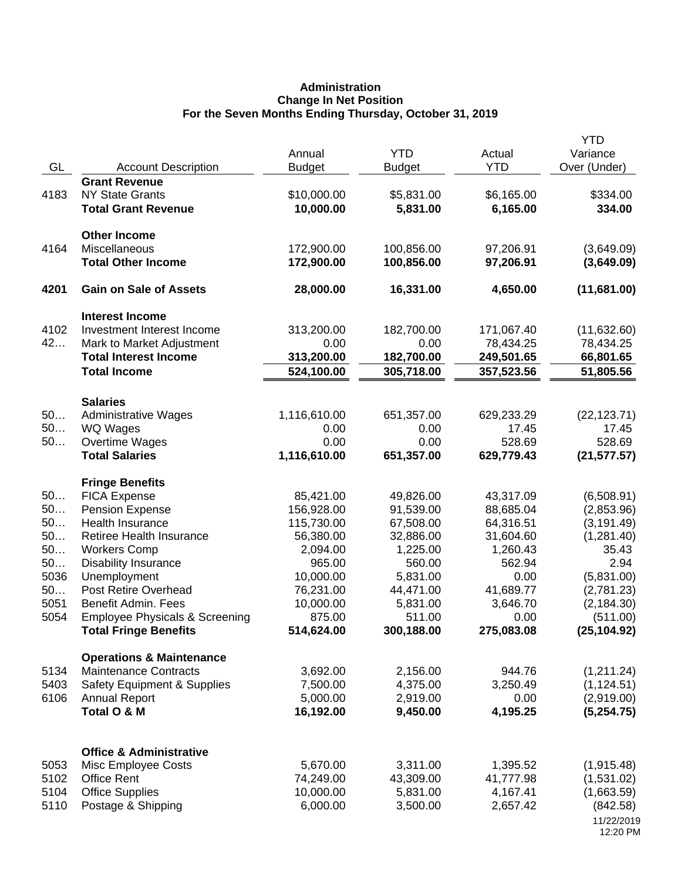**Administration**
**Change In Net Position**
**For the Seven Months Ending Thursday, October 31, 2019**

| GL | Account Description | Annual Budget | YTD Budget | Actual YTD | YTD Variance Over (Under) |
|---|---|---|---|---|---|
| | **Grant Revenue** | | | | |
| 4183 | NY State Grants | $10,000.00 | $5,831.00 | $6,165.00 | $334.00 |
| | **Total Grant Revenue** | **10,000.00** | **5,831.00** | **6,165.00** | **334.00** |
| | **Other Income** | | | | |
| 4164 | Miscellaneous | 172,900.00 | 100,856.00 | 97,206.91 | (3,649.09) |
| | **Total Other Income** | **172,900.00** | **100,856.00** | **97,206.91** | **(3,649.09)** |
| **4201** | **Gain on Sale of Assets** | **28,000.00** | **16,331.00** | **4,650.00** | **(11,681.00)** |
| | **Interest Income** | | | | |
| 4102 | Investment Interest Income | 313,200.00 | 182,700.00 | 171,067.40 | (11,632.60) |
| 42… | Mark to Market Adjustment | 0.00 | 0.00 | 78,434.25 | 78,434.25 |
| | **Total Interest Income** | **313,200.00** | **182,700.00** | **249,501.65** | **66,801.65** |
| | **Total Income** | **524,100.00** | **305,718.00** | **357,523.56** | **51,805.56** |
| | **Salaries** | | | | |
| 50… | Administrative Wages | 1,116,610.00 | 651,357.00 | 629,233.29 | (22,123.71) |
| 50… | WQ Wages | 0.00 | 0.00 | 17.45 | 17.45 |
| 50… | Overtime Wages | 0.00 | 0.00 | 528.69 | 528.69 |
| | **Total Salaries** | **1,116,610.00** | **651,357.00** | **629,779.43** | **(21,577.57)** |
| | **Fringe Benefits** | | | | |
| 50… | FICA Expense | 85,421.00 | 49,826.00 | 43,317.09 | (6,508.91) |
| 50… | Pension Expense | 156,928.00 | 91,539.00 | 88,685.04 | (2,853.96) |
| 50… | Health Insurance | 115,730.00 | 67,508.00 | 64,316.51 | (3,191.49) |
| 50… | Retiree Health Insurance | 56,380.00 | 32,886.00 | 31,604.60 | (1,281.40) |
| 50… | Workers Comp | 2,094.00 | 1,225.00 | 1,260.43 | 35.43 |
| 50… | Disability Insurance | 965.00 | 560.00 | 562.94 | 2.94 |
| 5036 | Unemployment | 10,000.00 | 5,831.00 | 0.00 | (5,831.00) |
| 50… | Post Retire Overhead | 76,231.00 | 44,471.00 | 41,689.77 | (2,781.23) |
| 5051 | Benefit Admin. Fees | 10,000.00 | 5,831.00 | 3,646.70 | (2,184.30) |
| 5054 | Employee Physicals & Screening | 875.00 | 511.00 | 0.00 | (511.00) |
| | **Total Fringe Benefits** | **514,624.00** | **300,188.00** | **275,083.08** | **(25,104.92)** |
| | **Operations & Maintenance** | | | | |
| 5134 | Maintenance Contracts | 3,692.00 | 2,156.00 | 944.76 | (1,211.24) |
| 5403 | Safety Equipment & Supplies | 7,500.00 | 4,375.00 | 3,250.49 | (1,124.51) |
| 6106 | Annual Report | 5,000.00 | 2,919.00 | 0.00 | (2,919.00) |
| | **Total O & M** | **16,192.00** | **9,450.00** | **4,195.25** | **(5,254.75)** |
| | **Office & Administrative** | | | | |
| 5053 | Misc Employee Costs | 5,670.00 | 3,311.00 | 1,395.52 | (1,915.48) |
| 5102 | Office Rent | 74,249.00 | 43,309.00 | 41,777.98 | (1,531.02) |
| 5104 | Office Supplies | 10,000.00 | 5,831.00 | 4,167.41 | (1,663.59) |
| 5110 | Postage & Shipping | 6,000.00 | 3,500.00 | 2,657.42 | (842.58) |

11/22/2019
12:20 PM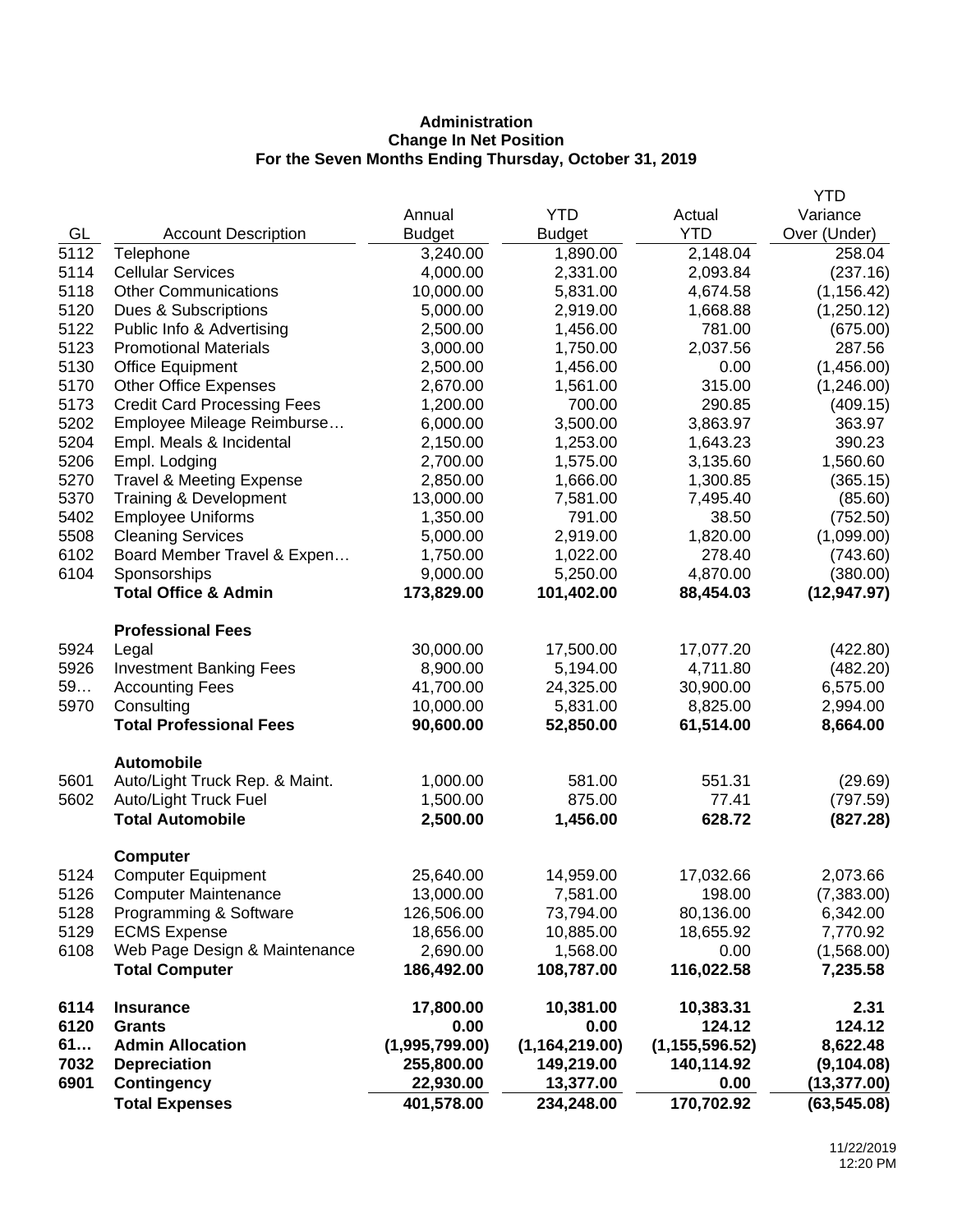**Administration**
**Change In Net Position**
**For the Seven Months Ending Thursday, October 31, 2019**

| GL | Account Description | Annual Budget | YTD Budget | Actual YTD | YTD Variance Over (Under) |
|---|---|---|---|---|---|
| 5112 | Telephone | 3,240.00 | 1,890.00 | 2,148.04 | 258.04 |
| 5114 | Cellular Services | 4,000.00 | 2,331.00 | 2,093.84 | (237.16) |
| 5118 | Other Communications | 10,000.00 | 5,831.00 | 4,674.58 | (1,156.42) |
| 5120 | Dues & Subscriptions | 5,000.00 | 2,919.00 | 1,668.88 | (1,250.12) |
| 5122 | Public Info & Advertising | 2,500.00 | 1,456.00 | 781.00 | (675.00) |
| 5123 | Promotional Materials | 3,000.00 | 1,750.00 | 2,037.56 | 287.56 |
| 5130 | Office Equipment | 2,500.00 | 1,456.00 | 0.00 | (1,456.00) |
| 5170 | Other Office Expenses | 2,670.00 | 1,561.00 | 315.00 | (1,246.00) |
| 5173 | Credit Card Processing Fees | 1,200.00 | 700.00 | 290.85 | (409.15) |
| 5202 | Employee Mileage Reimburse… | 6,000.00 | 3,500.00 | 3,863.97 | 363.97 |
| 5204 | Empl. Meals & Incidental | 2,150.00 | 1,253.00 | 1,643.23 | 390.23 |
| 5206 | Empl. Lodging | 2,700.00 | 1,575.00 | 3,135.60 | 1,560.60 |
| 5270 | Travel & Meeting Expense | 2,850.00 | 1,666.00 | 1,300.85 | (365.15) |
| 5370 | Training & Development | 13,000.00 | 7,581.00 | 7,495.40 | (85.60) |
| 5402 | Employee Uniforms | 1,350.00 | 791.00 | 38.50 | (752.50) |
| 5508 | Cleaning Services | 5,000.00 | 2,919.00 | 1,820.00 | (1,099.00) |
| 6102 | Board Member Travel & Expen… | 1,750.00 | 1,022.00 | 278.40 | (743.60) |
| 6104 | Sponsorships | 9,000.00 | 5,250.00 | 4,870.00 | (380.00) |
| | **Total Office & Admin** | **173,829.00** | **101,402.00** | **88,454.03** | **(12,947.97)** |
| | **Professional Fees** | | | | |
| 5924 | Legal | 30,000.00 | 17,500.00 | 17,077.20 | (422.80) |
| 5926 | Investment Banking Fees | 8,900.00 | 5,194.00 | 4,711.80 | (482.20) |
| 59… | Accounting Fees | 41,700.00 | 24,325.00 | 30,900.00 | 6,575.00 |
| 5970 | Consulting | 10,000.00 | 5,831.00 | 8,825.00 | 2,994.00 |
| | **Total Professional Fees** | **90,600.00** | **52,850.00** | **61,514.00** | **8,664.00** |
| | **Automobile** | | | | |
| 5601 | Auto/Light Truck Rep. & Maint. | 1,000.00 | 581.00 | 551.31 | (29.69) |
| 5602 | Auto/Light Truck Fuel | 1,500.00 | 875.00 | 77.41 | (797.59) |
| | **Total Automobile** | **2,500.00** | **1,456.00** | **628.72** | **(827.28)** |
| | **Computer** | | | | |
| 5124 | Computer Equipment | 25,640.00 | 14,959.00 | 17,032.66 | 2,073.66 |
| 5126 | Computer Maintenance | 13,000.00 | 7,581.00 | 198.00 | (7,383.00) |
| 5128 | Programming & Software | 126,506.00 | 73,794.00 | 80,136.00 | 6,342.00 |
| 5129 | ECMS Expense | 18,656.00 | 10,885.00 | 18,655.92 | 7,770.92 |
| 6108 | Web Page Design & Maintenance | 2,690.00 | 1,568.00 | 0.00 | (1,568.00) |
| | **Total Computer** | **186,492.00** | **108,787.00** | **116,022.58** | **7,235.58** |
| **6114** | **Insurance** | **17,800.00** | **10,381.00** | **10,383.31** | **2.31** |
| **6120** | **Grants** | **0.00** | **0.00** | **124.12** | **124.12** |
| **61…** | **Admin Allocation** | **(1,995,799.00)** | **(1,164,219.00)** | **(1,155,596.52)** | **8,622.48** |
| **7032** | **Depreciation** | **255,800.00** | **149,219.00** | **140,114.92** | **(9,104.08)** |
| **6901** | **Contingency** | **22,930.00** | **13,377.00** | **0.00** | **(13,377.00)** |
| | **Total Expenses** | **401,578.00** | **234,248.00** | **170,702.92** | **(63,545.08)** |

11/22/2019
12:20 PM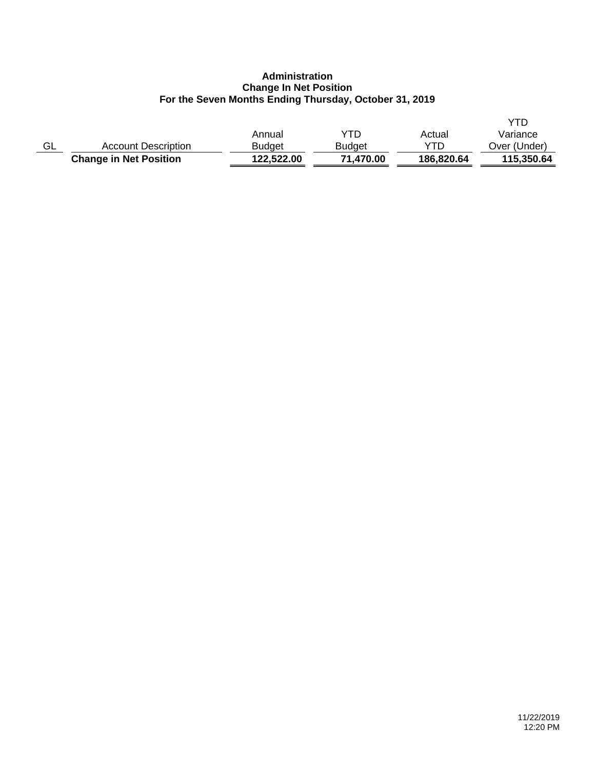**Administration**
**Change In Net Position**
**For the Seven Months Ending Thursday, October 31, 2019**

| GL | Account Description | Annual Budget | YTD Budget | Actual YTD | YTD Variance Over (Under) |
|---|---|---|---|---|---|
| | **Change in Net Position** | **122,522.00** | **71,470.00** | **186,820.64** | **115,350.64** |

11/22/2019
12:20 PM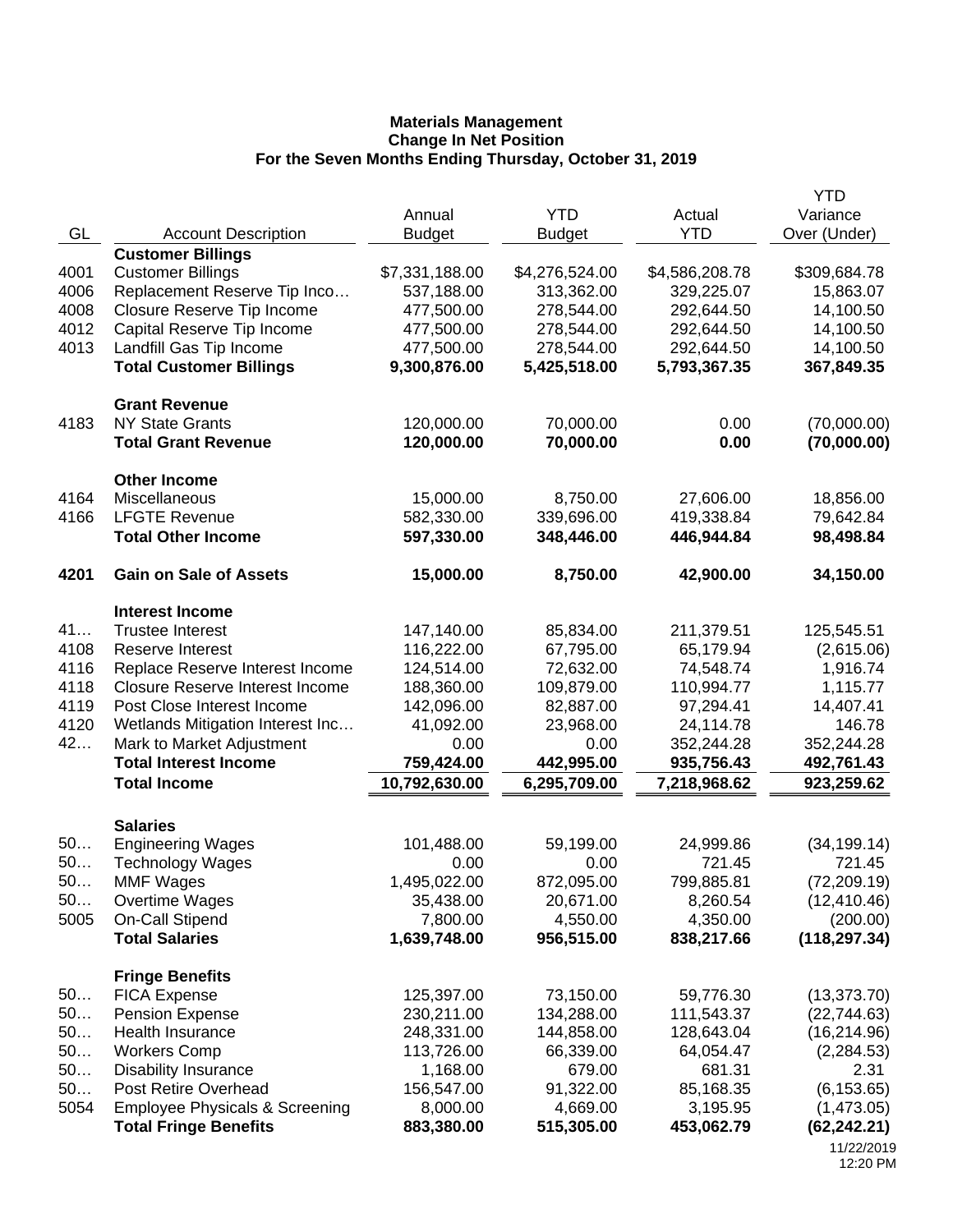**Materials Management**
**Change In Net Position**
**For the Seven Months Ending Thursday, October 31, 2019**

| GL | Account Description | Annual Budget | YTD Budget | Actual YTD | YTD Variance Over (Under) |
|---|---|---|---|---|---|
| | **Customer Billings** | | | | |
| 4001 | Customer Billings | $7,331,188.00 | $4,276,524.00 | $4,586,208.78 | $309,684.78 |
| 4006 | Replacement Reserve Tip Inco… | 537,188.00 | 313,362.00 | 329,225.07 | 15,863.07 |
| 4008 | Closure Reserve Tip Income | 477,500.00 | 278,544.00 | 292,644.50 | 14,100.50 |
| 4012 | Capital Reserve Tip Income | 477,500.00 | 278,544.00 | 292,644.50 | 14,100.50 |
| 4013 | Landfill Gas Tip Income | 477,500.00 | 278,544.00 | 292,644.50 | 14,100.50 |
| | **Total Customer Billings** | **9,300,876.00** | **5,425,518.00** | **5,793,367.35** | **367,849.35** |
| | **Grant Revenue** | | | | |
| 4183 | NY State Grants | 120,000.00 | 70,000.00 | 0.00 | (70,000.00) |
| | **Total Grant Revenue** | **120,000.00** | **70,000.00** | **0.00** | **(70,000.00)** |
| | **Other Income** | | | | |
| 4164 | Miscellaneous | 15,000.00 | 8,750.00 | 27,606.00 | 18,856.00 |
| 4166 | LFGTE Revenue | 582,330.00 | 339,696.00 | 419,338.84 | 79,642.84 |
| | **Total Other Income** | **597,330.00** | **348,446.00** | **446,944.84** | **98,498.84** |
| **4201** | **Gain on Sale of Assets** | **15,000.00** | **8,750.00** | **42,900.00** | **34,150.00** |
| | **Interest Income** | | | | |
| 41… | Trustee Interest | 147,140.00 | 85,834.00 | 211,379.51 | 125,545.51 |
| 4108 | Reserve Interest | 116,222.00 | 67,795.00 | 65,179.94 | (2,615.06) |
| 4116 | Replace Reserve Interest Income | 124,514.00 | 72,632.00 | 74,548.74 | 1,916.74 |
| 4118 | Closure Reserve Interest Income | 188,360.00 | 109,879.00 | 110,994.77 | 1,115.77 |
| 4119 | Post Close Interest Income | 142,096.00 | 82,887.00 | 97,294.41 | 14,407.41 |
| 4120 | Wetlands Mitigation Interest Inc… | 41,092.00 | 23,968.00 | 24,114.78 | 146.78 |
| 42… | Mark to Market Adjustment | 0.00 | 0.00 | 352,244.28 | 352,244.28 |
| | **Total Interest Income** | **759,424.00** | **442,995.00** | **935,756.43** | **492,761.43** |
| | **Total Income** | **10,792,630.00** | **6,295,709.00** | **7,218,968.62** | **923,259.62** |
| | **Salaries** | | | | |
| 50… | Engineering Wages | 101,488.00 | 59,199.00 | 24,999.86 | (34,199.14) |
| 50… | Technology Wages | 0.00 | 0.00 | 721.45 | 721.45 |
| 50… | MMF Wages | 1,495,022.00 | 872,095.00 | 799,885.81 | (72,209.19) |
| 50… | Overtime Wages | 35,438.00 | 20,671.00 | 8,260.54 | (12,410.46) |
| 5005 | On-Call Stipend | 7,800.00 | 4,550.00 | 4,350.00 | (200.00) |
| | **Total Salaries** | **1,639,748.00** | **956,515.00** | **838,217.66** | **(118,297.34)** |
| | **Fringe Benefits** | | | | |
| 50… | FICA Expense | 125,397.00 | 73,150.00 | 59,776.30 | (13,373.70) |
| 50… | Pension Expense | 230,211.00 | 134,288.00 | 111,543.37 | (22,744.63) |
| 50… | Health Insurance | 248,331.00 | 144,858.00 | 128,643.04 | (16,214.96) |
| 50… | Workers Comp | 113,726.00 | 66,339.00 | 64,054.47 | (2,284.53) |
| 50… | Disability Insurance | 1,168.00 | 679.00 | 681.31 | 2.31 |
| 50… | Post Retire Overhead | 156,547.00 | 91,322.00 | 85,168.35 | (6,153.65) |
| 5054 | Employee Physicals & Screening | 8,000.00 | 4,669.00 | 3,195.95 | (1,473.05) |
| | **Total Fringe Benefits** | **883,380.00** | **515,305.00** | **453,062.79** | **(62,242.21)** |

11/22/2019
12:20 PM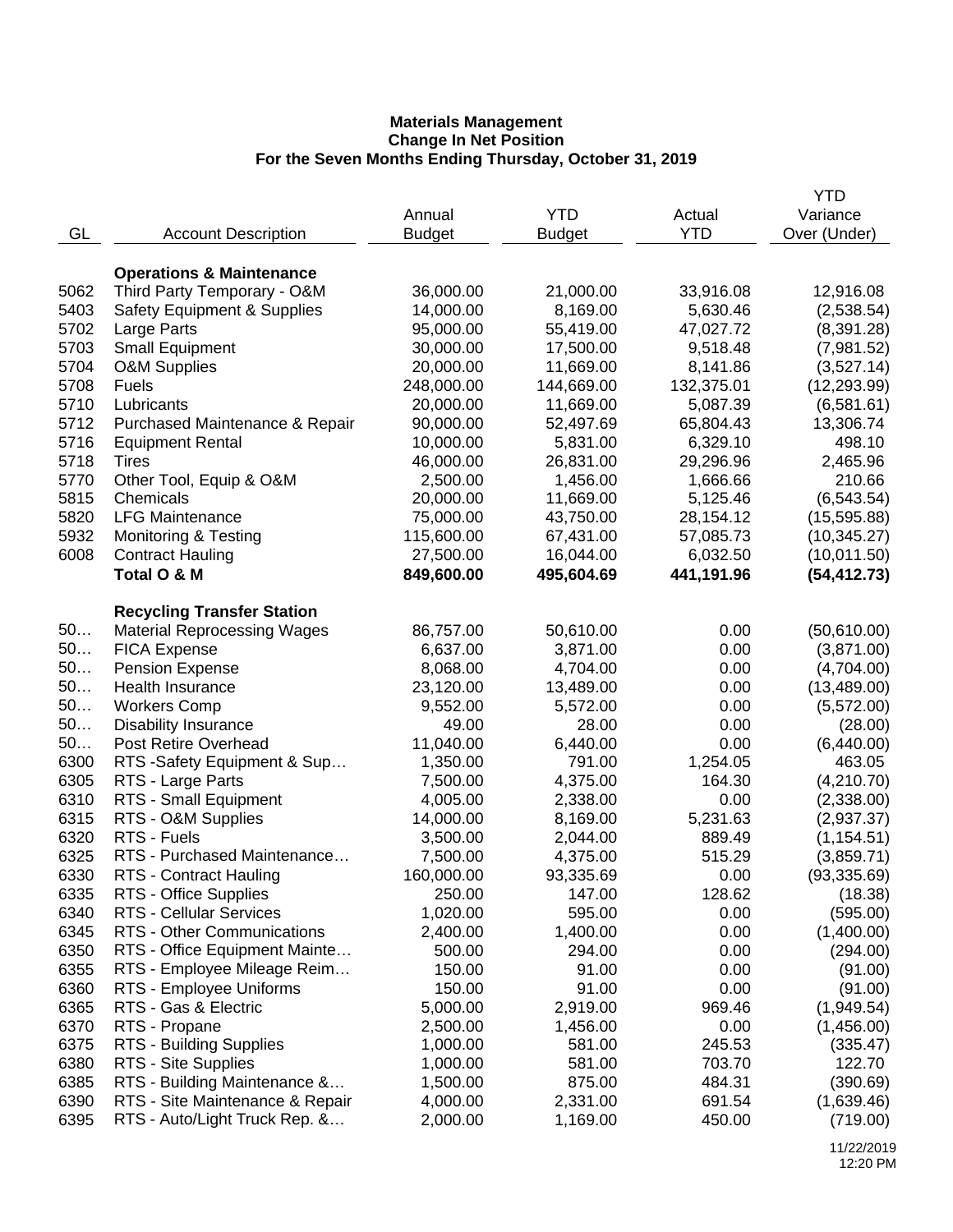**Materials Management**
**Change In Net Position**
**For the Seven Months Ending Thursday, October 31, 2019**

| GL | Account Description | Annual Budget | YTD Budget | Actual YTD | YTD Variance Over (Under) |
|---|---|---|---|---|---|
| | **Operations & Maintenance** | | | | |
| 5062 | Third Party Temporary - O&M | 36,000.00 | 21,000.00 | 33,916.08 | 12,916.08 |
| 5403 | Safety Equipment & Supplies | 14,000.00 | 8,169.00 | 5,630.46 | (2,538.54) |
| 5702 | Large Parts | 95,000.00 | 55,419.00 | 47,027.72 | (8,391.28) |
| 5703 | Small Equipment | 30,000.00 | 17,500.00 | 9,518.48 | (7,981.52) |
| 5704 | O&M Supplies | 20,000.00 | 11,669.00 | 8,141.86 | (3,527.14) |
| 5708 | Fuels | 248,000.00 | 144,669.00 | 132,375.01 | (12,293.99) |
| 5710 | Lubricants | 20,000.00 | 11,669.00 | 5,087.39 | (6,581.61) |
| 5712 | Purchased Maintenance & Repair | 90,000.00 | 52,497.69 | 65,804.43 | 13,306.74 |
| 5716 | Equipment Rental | 10,000.00 | 5,831.00 | 6,329.10 | 498.10 |
| 5718 | Tires | 46,000.00 | 26,831.00 | 29,296.96 | 2,465.96 |
| 5770 | Other Tool, Equip & O&M | 2,500.00 | 1,456.00 | 1,666.66 | 210.66 |
| 5815 | Chemicals | 20,000.00 | 11,669.00 | 5,125.46 | (6,543.54) |
| 5820 | LFG Maintenance | 75,000.00 | 43,750.00 | 28,154.12 | (15,595.88) |
| 5932 | Monitoring & Testing | 115,600.00 | 67,431.00 | 57,085.73 | (10,345.27) |
| 6008 | Contract Hauling | 27,500.00 | 16,044.00 | 6,032.50 | (10,011.50) |
| | **Total O & M** | **849,600.00** | **495,604.69** | **441,191.96** | **(54,412.73)** |
| | **Recycling Transfer Station** | | | | |
| 50… | Material Reprocessing Wages | 86,757.00 | 50,610.00 | 0.00 | (50,610.00) |
| 50… | FICA Expense | 6,637.00 | 3,871.00 | 0.00 | (3,871.00) |
| 50… | Pension Expense | 8,068.00 | 4,704.00 | 0.00 | (4,704.00) |
| 50… | Health Insurance | 23,120.00 | 13,489.00 | 0.00 | (13,489.00) |
| 50… | Workers Comp | 9,552.00 | 5,572.00 | 0.00 | (5,572.00) |
| 50… | Disability Insurance | 49.00 | 28.00 | 0.00 | (28.00) |
| 50… | Post Retire Overhead | 11,040.00 | 6,440.00 | 0.00 | (6,440.00) |
| 6300 | RTS -Safety Equipment & Sup… | 1,350.00 | 791.00 | 1,254.05 | 463.05 |
| 6305 | RTS - Large Parts | 7,500.00 | 4,375.00 | 164.30 | (4,210.70) |
| 6310 | RTS - Small Equipment | 4,005.00 | 2,338.00 | 0.00 | (2,338.00) |
| 6315 | RTS - O&M Supplies | 14,000.00 | 8,169.00 | 5,231.63 | (2,937.37) |
| 6320 | RTS - Fuels | 3,500.00 | 2,044.00 | 889.49 | (1,154.51) |
| 6325 | RTS - Purchased Maintenance… | 7,500.00 | 4,375.00 | 515.29 | (3,859.71) |
| 6330 | RTS - Contract Hauling | 160,000.00 | 93,335.69 | 0.00 | (93,335.69) |
| 6335 | RTS - Office Supplies | 250.00 | 147.00 | 128.62 | (18.38) |
| 6340 | RTS - Cellular Services | 1,020.00 | 595.00 | 0.00 | (595.00) |
| 6345 | RTS - Other Communications | 2,400.00 | 1,400.00 | 0.00 | (1,400.00) |
| 6350 | RTS - Office Equipment Mainte… | 500.00 | 294.00 | 0.00 | (294.00) |
| 6355 | RTS - Employee Mileage Reim… | 150.00 | 91.00 | 0.00 | (91.00) |
| 6360 | RTS - Employee Uniforms | 150.00 | 91.00 | 0.00 | (91.00) |
| 6365 | RTS - Gas & Electric | 5,000.00 | 2,919.00 | 969.46 | (1,949.54) |
| 6370 | RTS - Propane | 2,500.00 | 1,456.00 | 0.00 | (1,456.00) |
| 6375 | RTS - Building Supplies | 1,000.00 | 581.00 | 245.53 | (335.47) |
| 6380 | RTS - Site Supplies | 1,000.00 | 581.00 | 703.70 | 122.70 |
| 6385 | RTS - Building Maintenance &… | 1,500.00 | 875.00 | 484.31 | (390.69) |
| 6390 | RTS - Site Maintenance & Repair | 4,000.00 | 2,331.00 | 691.54 | (1,639.46) |
| 6395 | RTS - Auto/Light Truck Rep. &… | 2,000.00 | 1,169.00 | 450.00 | (719.00) |

11/22/2019
12:20 PM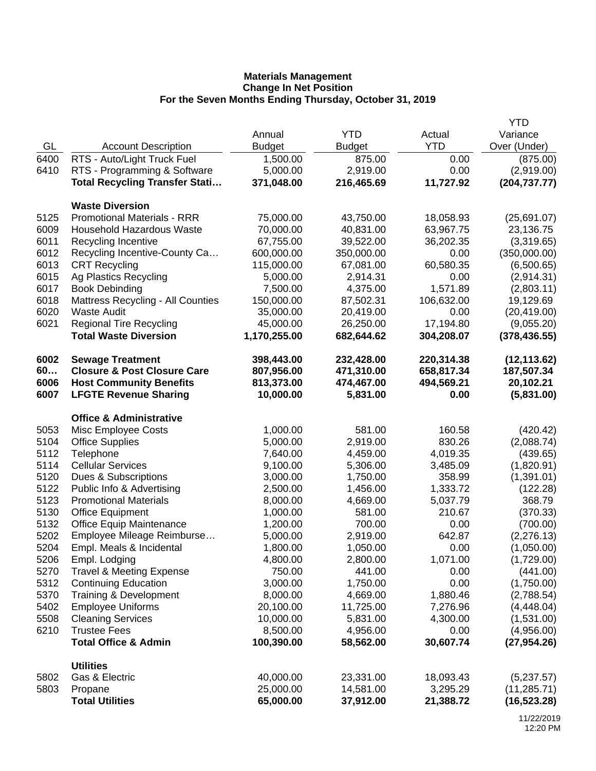**Materials Management**
**Change In Net Position**
**For the Seven Months Ending Thursday, October 31, 2019**

| GL | Account Description | Annual Budget | YTD Budget | Actual YTD | YTD Variance Over (Under) |
|---|---|---|---|---|---|
| 6400 | RTS - Auto/Light Truck Fuel | 1,500.00 | 875.00 | 0.00 | (875.00) |
| 6410 | RTS - Programming & Software | 5,000.00 | 2,919.00 | 0.00 | (2,919.00) |
| | **Total Recycling Transfer Stati…** | **371,048.00** | **216,465.69** | **11,727.92** | **(204,737.77)** |
| | **Waste Diversion** | | | | |
| 5125 | Promotional Materials - RRR | 75,000.00 | 43,750.00 | 18,058.93 | (25,691.07) |
| 6009 | Household Hazardous Waste | 70,000.00 | 40,831.00 | 63,967.75 | 23,136.75 |
| 6011 | Recycling Incentive | 67,755.00 | 39,522.00 | 36,202.35 | (3,319.65) |
| 6012 | Recycling Incentive-County Ca… | 600,000.00 | 350,000.00 | 0.00 | (350,000.00) |
| 6013 | CRT Recycling | 115,000.00 | 67,081.00 | 60,580.35 | (6,500.65) |
| 6015 | Ag Plastics Recycling | 5,000.00 | 2,914.31 | 0.00 | (2,914.31) |
| 6017 | Book Debinding | 7,500.00 | 4,375.00 | 1,571.89 | (2,803.11) |
| 6018 | Mattress Recycling - All Counties | 150,000.00 | 87,502.31 | 106,632.00 | 19,129.69 |
| 6020 | Waste Audit | 35,000.00 | 20,419.00 | 0.00 | (20,419.00) |
| 6021 | Regional Tire Recycling | 45,000.00 | 26,250.00 | 17,194.80 | (9,055.20) |
| | **Total Waste Diversion** | **1,170,255.00** | **682,644.62** | **304,208.07** | **(378,436.55)** |
| **6002** | **Sewage Treatment** | **398,443.00** | **232,428.00** | **220,314.38** | **(12,113.62)** |
| **60…** | **Closure & Post Closure Care** | **807,956.00** | **471,310.00** | **658,817.34** | **187,507.34** |
| **6006** | **Host Community Benefits** | **813,373.00** | **474,467.00** | **494,569.21** | **20,102.21** |
| **6007** | **LFGTE Revenue Sharing** | **10,000.00** | **5,831.00** | **0.00** | **(5,831.00)** |
| | **Office & Administrative** | | | | |
| 5053 | Misc Employee Costs | 1,000.00 | 581.00 | 160.58 | (420.42) |
| 5104 | Office Supplies | 5,000.00 | 2,919.00 | 830.26 | (2,088.74) |
| 5112 | Telephone | 7,640.00 | 4,459.00 | 4,019.35 | (439.65) |
| 5114 | Cellular Services | 9,100.00 | 5,306.00 | 3,485.09 | (1,820.91) |
| 5120 | Dues & Subscriptions | 3,000.00 | 1,750.00 | 358.99 | (1,391.01) |
| 5122 | Public Info & Advertising | 2,500.00 | 1,456.00 | 1,333.72 | (122.28) |
| 5123 | Promotional Materials | 8,000.00 | 4,669.00 | 5,037.79 | 368.79 |
| 5130 | Office Equipment | 1,000.00 | 581.00 | 210.67 | (370.33) |
| 5132 | Office Equip Maintenance | 1,200.00 | 700.00 | 0.00 | (700.00) |
| 5202 | Employee Mileage Reimburse… | 5,000.00 | 2,919.00 | 642.87 | (2,276.13) |
| 5204 | Empl. Meals & Incidental | 1,800.00 | 1,050.00 | 0.00 | (1,050.00) |
| 5206 | Empl. Lodging | 4,800.00 | 2,800.00 | 1,071.00 | (1,729.00) |
| 5270 | Travel & Meeting Expense | 750.00 | 441.00 | 0.00 | (441.00) |
| 5312 | Continuing Education | 3,000.00 | 1,750.00 | 0.00 | (1,750.00) |
| 5370 | Training & Development | 8,000.00 | 4,669.00 | 1,880.46 | (2,788.54) |
| 5402 | Employee Uniforms | 20,100.00 | 11,725.00 | 7,276.96 | (4,448.04) |
| 5508 | Cleaning Services | 10,000.00 | 5,831.00 | 4,300.00 | (1,531.00) |
| 6210 | Trustee Fees | 8,500.00 | 4,956.00 | 0.00 | (4,956.00) |
| | **Total Office & Admin** | **100,390.00** | **58,562.00** | **30,607.74** | **(27,954.26)** |
| | **Utilities** | | | | |
| 5802 | Gas & Electric | 40,000.00 | 23,331.00 | 18,093.43 | (5,237.57) |
| 5803 | Propane | 25,000.00 | 14,581.00 | 3,295.29 | (11,285.71) |
| | **Total Utilities** | **65,000.00** | **37,912.00** | **21,388.72** | **(16,523.28)** |

11/22/2019
12:20 PM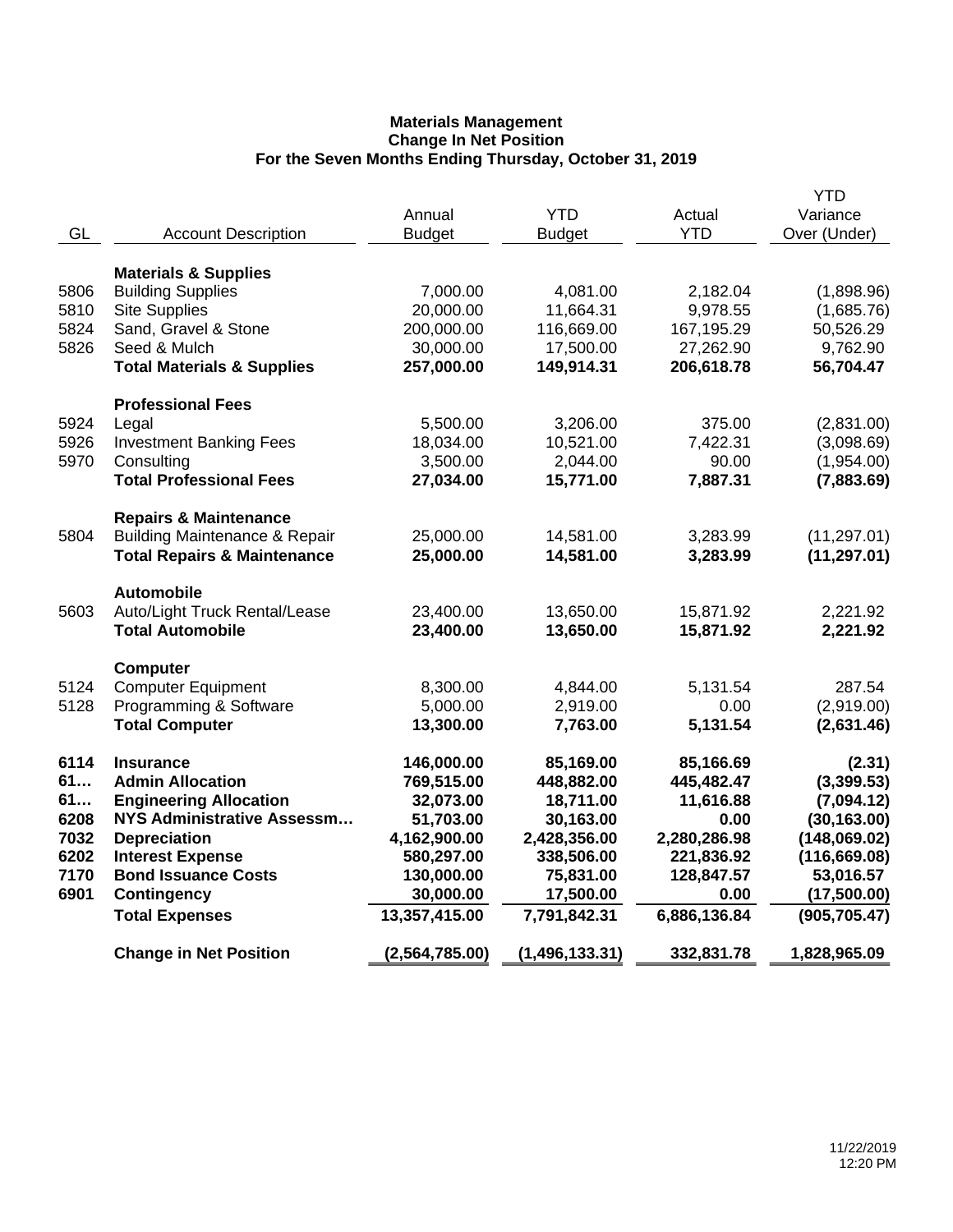**Materials Management**
**Change In Net Position**
**For the Seven Months Ending Thursday, October 31, 2019**

| GL | Account Description | Annual Budget | YTD Budget | Actual YTD | YTD Variance Over (Under) |
|---|---|---|---|---|---|
| | **Materials & Supplies** | | | | |
| 5806 | Building Supplies | 7,000.00 | 4,081.00 | 2,182.04 | (1,898.96) |
| 5810 | Site Supplies | 20,000.00 | 11,664.31 | 9,978.55 | (1,685.76) |
| 5824 | Sand, Gravel & Stone | 200,000.00 | 116,669.00 | 167,195.29 | 50,526.29 |
| 5826 | Seed & Mulch | 30,000.00 | 17,500.00 | 27,262.90 | 9,762.90 |
| | **Total Materials & Supplies** | **257,000.00** | **149,914.31** | **206,618.78** | **56,704.47** |
| | **Professional Fees** | | | | |
| 5924 | Legal | 5,500.00 | 3,206.00 | 375.00 | (2,831.00) |
| 5926 | Investment Banking Fees | 18,034.00 | 10,521.00 | 7,422.31 | (3,098.69) |
| 5970 | Consulting | 3,500.00 | 2,044.00 | 90.00 | (1,954.00) |
| | **Total Professional Fees** | **27,034.00** | **15,771.00** | **7,887.31** | **(7,883.69)** |
| | **Repairs & Maintenance** | | | | |
| 5804 | Building Maintenance & Repair | 25,000.00 | 14,581.00 | 3,283.99 | (11,297.01) |
| | **Total Repairs & Maintenance** | **25,000.00** | **14,581.00** | **3,283.99** | **(11,297.01)** |
| | **Automobile** | | | | |
| 5603 | Auto/Light Truck Rental/Lease | 23,400.00 | 13,650.00 | 15,871.92 | 2,221.92 |
| | **Total Automobile** | **23,400.00** | **13,650.00** | **15,871.92** | **2,221.92** |
| | **Computer** | | | | |
| 5124 | Computer Equipment | 8,300.00 | 4,844.00 | 5,131.54 | 287.54 |
| 5128 | Programming & Software | 5,000.00 | 2,919.00 | 0.00 | (2,919.00) |
| | **Total Computer** | **13,300.00** | **7,763.00** | **5,131.54** | **(2,631.46)** |
| **6114** | **Insurance** | **146,000.00** | **85,169.00** | **85,166.69** | **(2.31)** |
| **61…** | **Admin Allocation** | **769,515.00** | **448,882.00** | **445,482.47** | **(3,399.53)** |
| **61…** | **Engineering Allocation** | **32,073.00** | **18,711.00** | **11,616.88** | **(7,094.12)** |
| **6208** | **NYS Administrative Assessm…** | **51,703.00** | **30,163.00** | **0.00** | **(30,163.00)** |
| **7032** | **Depreciation** | **4,162,900.00** | **2,428,356.00** | **2,280,286.98** | **(148,069.02)** |
| **6202** | **Interest Expense** | **580,297.00** | **338,506.00** | **221,836.92** | **(116,669.08)** |
| **7170** | **Bond Issuance Costs** | **130,000.00** | **75,831.00** | **128,847.57** | **53,016.57** |
| **6901** | **Contingency** | **30,000.00** | **17,500.00** | **0.00** | **(17,500.00)** |
| | **Total Expenses** | **13,357,415.00** | **7,791,842.31** | **6,886,136.84** | **(905,705.47)** |
| | **Change in Net Position** | **(2,564,785.00)** | **(1,496,133.31)** | **332,831.78** | **1,828,965.09** |

11/22/2019
12:20 PM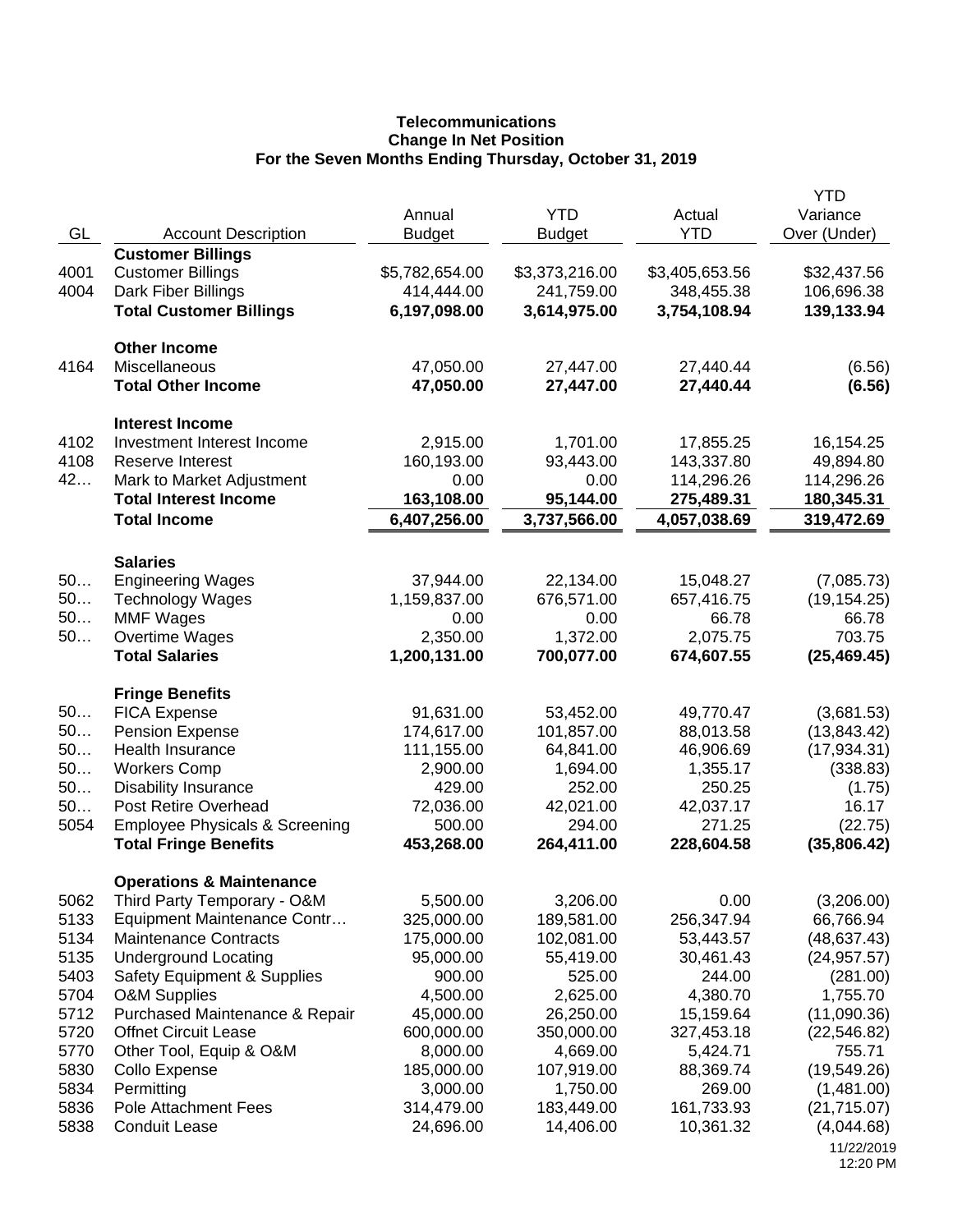**Telecommunications**
**Change In Net Position**
**For the Seven Months Ending Thursday, October 31, 2019**

| GL | Account Description | Annual Budget | YTD Budget | Actual YTD | YTD Variance Over (Under) |
|---|---|---|---|---|---|
| | **Customer Billings** | | | | |
| 4001 | Customer Billings | $5,782,654.00 | $3,373,216.00 | $3,405,653.56 | $32,437.56 |
| 4004 | Dark Fiber Billings | 414,444.00 | 241,759.00 | 348,455.38 | 106,696.38 |
| | **Total Customer Billings** | **6,197,098.00** | **3,614,975.00** | **3,754,108.94** | **139,133.94** |
| | **Other Income** | | | | |
| 4164 | Miscellaneous | 47,050.00 | 27,447.00 | 27,440.44 | (6.56) |
| | **Total Other Income** | **47,050.00** | **27,447.00** | **27,440.44** | **(6.56)** |
| | **Interest Income** | | | | |
| 4102 | Investment Interest Income | 2,915.00 | 1,701.00 | 17,855.25 | 16,154.25 |
| 4108 | Reserve Interest | 160,193.00 | 93,443.00 | 143,337.80 | 49,894.80 |
| 42… | Mark to Market Adjustment | 0.00 | 0.00 | 114,296.26 | 114,296.26 |
| | **Total Interest Income** | **163,108.00** | **95,144.00** | **275,489.31** | **180,345.31** |
| | **Total Income** | **6,407,256.00** | **3,737,566.00** | **4,057,038.69** | **319,472.69** |
| | **Salaries** | | | | |
| 50… | Engineering Wages | 37,944.00 | 22,134.00 | 15,048.27 | (7,085.73) |
| 50… | Technology Wages | 1,159,837.00 | 676,571.00 | 657,416.75 | (19,154.25) |
| 50… | MMF Wages | 0.00 | 0.00 | 66.78 | 66.78 |
| 50… | Overtime Wages | 2,350.00 | 1,372.00 | 2,075.75 | 703.75 |
| | **Total Salaries** | **1,200,131.00** | **700,077.00** | **674,607.55** | **(25,469.45)** |
| | **Fringe Benefits** | | | | |
| 50… | FICA Expense | 91,631.00 | 53,452.00 | 49,770.47 | (3,681.53) |
| 50… | Pension Expense | 174,617.00 | 101,857.00 | 88,013.58 | (13,843.42) |
| 50… | Health Insurance | 111,155.00 | 64,841.00 | 46,906.69 | (17,934.31) |
| 50… | Workers Comp | 2,900.00 | 1,694.00 | 1,355.17 | (338.83) |
| 50… | Disability Insurance | 429.00 | 252.00 | 250.25 | (1.75) |
| 50… | Post Retire Overhead | 72,036.00 | 42,021.00 | 42,037.17 | 16.17 |
| 5054 | Employee Physicals & Screening | 500.00 | 294.00 | 271.25 | (22.75) |
| | **Total Fringe Benefits** | **453,268.00** | **264,411.00** | **228,604.58** | **(35,806.42)** |
| | **Operations & Maintenance** | | | | |
| 5062 | Third Party Temporary - O&M | 5,500.00 | 3,206.00 | 0.00 | (3,206.00) |
| 5133 | Equipment Maintenance Contr… | 325,000.00 | 189,581.00 | 256,347.94 | 66,766.94 |
| 5134 | Maintenance Contracts | 175,000.00 | 102,081.00 | 53,443.57 | (48,637.43) |
| 5135 | Underground Locating | 95,000.00 | 55,419.00 | 30,461.43 | (24,957.57) |
| 5403 | Safety Equipment & Supplies | 900.00 | 525.00 | 244.00 | (281.00) |
| 5704 | O&M Supplies | 4,500.00 | 2,625.00 | 4,380.70 | 1,755.70 |
| 5712 | Purchased Maintenance & Repair | 45,000.00 | 26,250.00 | 15,159.64 | (11,090.36) |
| 5720 | Offnet Circuit Lease | 600,000.00 | 350,000.00 | 327,453.18 | (22,546.82) |
| 5770 | Other Tool, Equip & O&M | 8,000.00 | 4,669.00 | 5,424.71 | 755.71 |
| 5830 | Collo Expense | 185,000.00 | 107,919.00 | 88,369.74 | (19,549.26) |
| 5834 | Permitting | 3,000.00 | 1,750.00 | 269.00 | (1,481.00) |
| 5836 | Pole Attachment Fees | 314,479.00 | 183,449.00 | 161,733.93 | (21,715.07) |
| 5838 | Conduit Lease | 24,696.00 | 14,406.00 | 10,361.32 | (4,044.68) |

11/22/2019
12:20 PM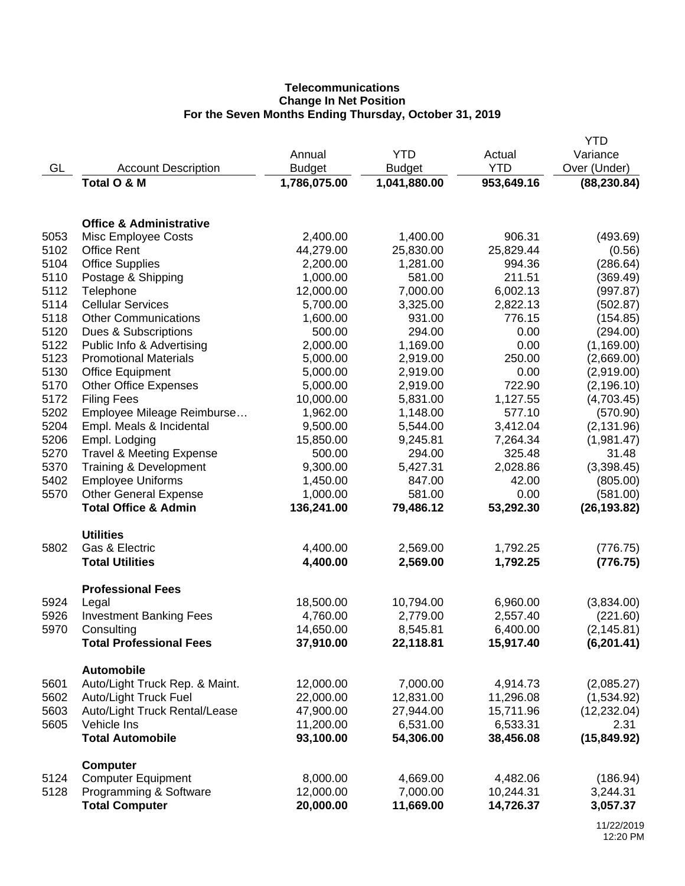**Telecommunications**
**Change In Net Position**
**For the Seven Months Ending Thursday, October 31, 2019**

| GL | Account Description | Annual Budget | YTD Budget | Actual YTD | YTD Variance Over (Under) |
|---|---|---|---|---|---|
| | **Total O & M** | **1,786,075.00** | **1,041,880.00** | **953,649.16** | **(88,230.84)** |
| | | | | | |
| | **Office & Administrative** | | | | |
| 5053 | Misc Employee Costs | 2,400.00 | 1,400.00 | 906.31 | (493.69) |
| 5102 | Office Rent | 44,279.00 | 25,830.00 | 25,829.44 | (0.56) |
| 5104 | Office Supplies | 2,200.00 | 1,281.00 | 994.36 | (286.64) |
| 5110 | Postage & Shipping | 1,000.00 | 581.00 | 211.51 | (369.49) |
| 5112 | Telephone | 12,000.00 | 7,000.00 | 6,002.13 | (997.87) |
| 5114 | Cellular Services | 5,700.00 | 3,325.00 | 2,822.13 | (502.87) |
| 5118 | Other Communications | 1,600.00 | 931.00 | 776.15 | (154.85) |
| 5120 | Dues & Subscriptions | 500.00 | 294.00 | 0.00 | (294.00) |
| 5122 | Public Info & Advertising | 2,000.00 | 1,169.00 | 0.00 | (1,169.00) |
| 5123 | Promotional Materials | 5,000.00 | 2,919.00 | 250.00 | (2,669.00) |
| 5130 | Office Equipment | 5,000.00 | 2,919.00 | 0.00 | (2,919.00) |
| 5170 | Other Office Expenses | 5,000.00 | 2,919.00 | 722.90 | (2,196.10) |
| 5172 | Filing Fees | 10,000.00 | 5,831.00 | 1,127.55 | (4,703.45) |
| 5202 | Employee Mileage Reimburse… | 1,962.00 | 1,148.00 | 577.10 | (570.90) |
| 5204 | Empl. Meals & Incidental | 9,500.00 | 5,544.00 | 3,412.04 | (2,131.96) |
| 5206 | Empl. Lodging | 15,850.00 | 9,245.81 | 7,264.34 | (1,981.47) |
| 5270 | Travel & Meeting Expense | 500.00 | 294.00 | 325.48 | 31.48 |
| 5370 | Training & Development | 9,300.00 | 5,427.31 | 2,028.86 | (3,398.45) |
| 5402 | Employee Uniforms | 1,450.00 | 847.00 | 42.00 | (805.00) |
| 5570 | Other General Expense | 1,000.00 | 581.00 | 0.00 | (581.00) |
| | **Total Office & Admin** | **136,241.00** | **79,486.12** | **53,292.30** | **(26,193.82)** |
| | | | | | |
| | **Utilities** | | | | |
| 5802 | Gas & Electric | 4,400.00 | 2,569.00 | 1,792.25 | (776.75) |
| | **Total Utilities** | **4,400.00** | **2,569.00** | **1,792.25** | **(776.75)** |
| | | | | | |
| | **Professional Fees** | | | | |
| 5924 | Legal | 18,500.00 | 10,794.00 | 6,960.00 | (3,834.00) |
| 5926 | Investment Banking Fees | 4,760.00 | 2,779.00 | 2,557.40 | (221.60) |
| 5970 | Consulting | 14,650.00 | 8,545.81 | 6,400.00 | (2,145.81) |
| | **Total Professional Fees** | **37,910.00** | **22,118.81** | **15,917.40** | **(6,201.41)** |
| | | | | | |
| | **Automobile** | | | | |
| 5601 | Auto/Light Truck Rep. & Maint. | 12,000.00 | 7,000.00 | 4,914.73 | (2,085.27) |
| 5602 | Auto/Light Truck Fuel | 22,000.00 | 12,831.00 | 11,296.08 | (1,534.92) |
| 5603 | Auto/Light Truck Rental/Lease | 47,900.00 | 27,944.00 | 15,711.96 | (12,232.04) |
| 5605 | Vehicle Ins | 11,200.00 | 6,531.00 | 6,533.31 | 2.31 |
| | **Total Automobile** | **93,100.00** | **54,306.00** | **38,456.08** | **(15,849.92)** |
| | | | | | |
| | **Computer** | | | | |
| 5124 | Computer Equipment | 8,000.00 | 4,669.00 | 4,482.06 | (186.94) |
| 5128 | Programming & Software | 12,000.00 | 7,000.00 | 10,244.31 | 3,244.31 |
| | **Total Computer** | **20,000.00** | **11,669.00** | **14,726.37** | **3,057.37** |

11/22/2019
12:20 PM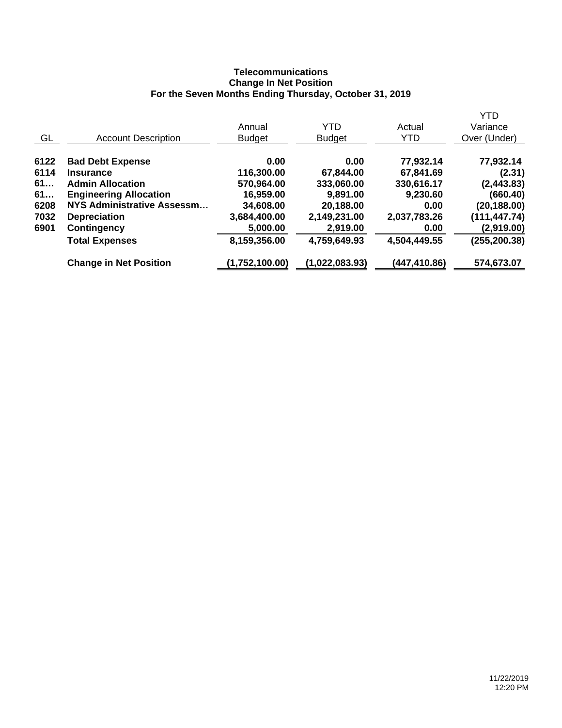**Telecommunications**
**Change In Net Position**
**For the Seven Months Ending Thursday, October 31, 2019**

| GL | Account Description | Annual Budget | YTD Budget | Actual YTD | YTD Variance Over (Under) |
|---|---|---|---|---|---|
| **6122** | **Bad Debt Expense** | **0.00** | **0.00** | **77,932.14** | **77,932.14** |
| **6114** | **Insurance** | **116,300.00** | **67,844.00** | **67,841.69** | **(2.31)** |
| **61…** | **Admin Allocation** | **570,964.00** | **333,060.00** | **330,616.17** | **(2,443.83)** |
| **61…** | **Engineering Allocation** | **16,959.00** | **9,891.00** | **9,230.60** | **(660.40)** |
| **6208** | **NYS Administrative Assessm…** | **34,608.00** | **20,188.00** | **0.00** | **(20,188.00)** |
| **7032** | **Depreciation** | **3,684,400.00** | **2,149,231.00** | **2,037,783.26** | **(111,447.74)** |
| **6901** | **Contingency** | **5,000.00** | **2,919.00** | **0.00** | **(2,919.00)** |
| | **Total Expenses** | **8,159,356.00** | **4,759,649.93** | **4,504,449.55** | **(255,200.38)** |
| | **Change in Net Position** | **(1,752,100.00)** | **(1,022,083.93)** | **(447,410.86)** | **574,673.07** |

11/22/2019
12:20 PM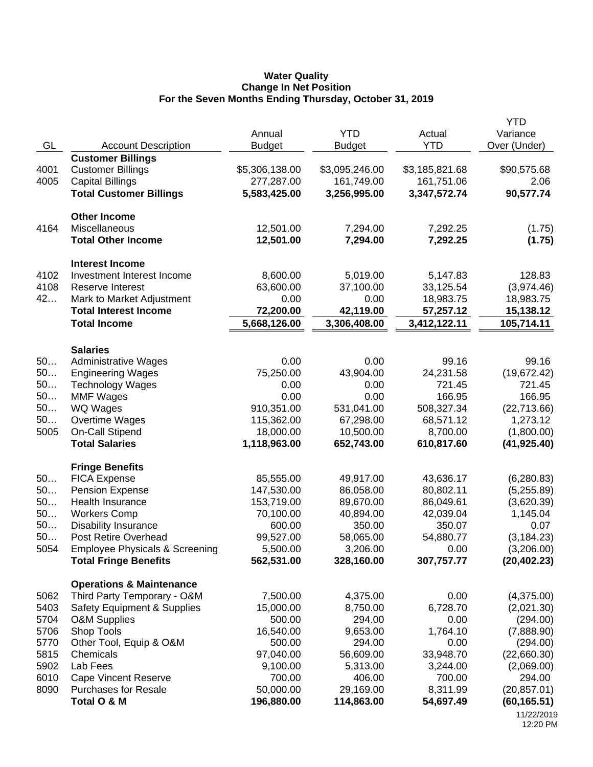**Water Quality**
**Change In Net Position**
**For the Seven Months Ending Thursday, October 31, 2019**

| GL | Account Description | Annual Budget | YTD Budget | Actual YTD | YTD Variance Over (Under) |
|---|---|---|---|---|---|
| | **Customer Billings** | | | | |
| 4001 | Customer Billings | $5,306,138.00 | $3,095,246.00 | $3,185,821.68 | $90,575.68 |
| 4005 | Capital Billings | 277,287.00 | 161,749.00 | 161,751.06 | 2.06 |
| | **Total Customer Billings** | **5,583,425.00** | **3,256,995.00** | **3,347,572.74** | **90,577.74** |
| | **Other Income** | | | | |
| 4164 | Miscellaneous | 12,501.00 | 7,294.00 | 7,292.25 | (1.75) |
| | **Total Other Income** | **12,501.00** | **7,294.00** | **7,292.25** | **(1.75)** |
| | **Interest Income** | | | | |
| 4102 | Investment Interest Income | 8,600.00 | 5,019.00 | 5,147.83 | 128.83 |
| 4108 | Reserve Interest | 63,600.00 | 37,100.00 | 33,125.54 | (3,974.46) |
| 42… | Mark to Market Adjustment | 0.00 | 0.00 | 18,983.75 | 18,983.75 |
| | **Total Interest Income** | **72,200.00** | **42,119.00** | **57,257.12** | **15,138.12** |
| | **Total Income** | **5,668,126.00** | **3,306,408.00** | **3,412,122.11** | **105,714.11** |
| | **Salaries** | | | | |
| 50… | Administrative Wages | 0.00 | 0.00 | 99.16 | 99.16 |
| 50… | Engineering Wages | 75,250.00 | 43,904.00 | 24,231.58 | (19,672.42) |
| 50… | Technology Wages | 0.00 | 0.00 | 721.45 | 721.45 |
| 50… | MMF Wages | 0.00 | 0.00 | 166.95 | 166.95 |
| 50… | WQ Wages | 910,351.00 | 531,041.00 | 508,327.34 | (22,713.66) |
| 50… | Overtime Wages | 115,362.00 | 67,298.00 | 68,571.12 | 1,273.12 |
| 5005 | On-Call Stipend | 18,000.00 | 10,500.00 | 8,700.00 | (1,800.00) |
| | **Total Salaries** | **1,118,963.00** | **652,743.00** | **610,817.60** | **(41,925.40)** |
| | **Fringe Benefits** | | | | |
| 50… | FICA Expense | 85,555.00 | 49,917.00 | 43,636.17 | (6,280.83) |
| 50… | Pension Expense | 147,530.00 | 86,058.00 | 80,802.11 | (5,255.89) |
| 50… | Health Insurance | 153,719.00 | 89,670.00 | 86,049.61 | (3,620.39) |
| 50… | Workers Comp | 70,100.00 | 40,894.00 | 42,039.04 | 1,145.04 |
| 50… | Disability Insurance | 600.00 | 350.00 | 350.07 | 0.07 |
| 50… | Post Retire Overhead | 99,527.00 | 58,065.00 | 54,880.77 | (3,184.23) |
| 5054 | Employee Physicals & Screening | 5,500.00 | 3,206.00 | 0.00 | (3,206.00) |
| | **Total Fringe Benefits** | **562,531.00** | **328,160.00** | **307,757.77** | **(20,402.23)** |
| | **Operations & Maintenance** | | | | |
| 5062 | Third Party Temporary - O&M | 7,500.00 | 4,375.00 | 0.00 | (4,375.00) |
| 5403 | Safety Equipment & Supplies | 15,000.00 | 8,750.00 | 6,728.70 | (2,021.30) |
| 5704 | O&M Supplies | 500.00 | 294.00 | 0.00 | (294.00) |
| 5706 | Shop Tools | 16,540.00 | 9,653.00 | 1,764.10 | (7,888.90) |
| 5770 | Other Tool, Equip & O&M | 500.00 | 294.00 | 0.00 | (294.00) |
| 5815 | Chemicals | 97,040.00 | 56,609.00 | 33,948.70 | (22,660.30) |
| 5902 | Lab Fees | 9,100.00 | 5,313.00 | 3,244.00 | (2,069.00) |
| 6010 | Cape Vincent Reserve | 700.00 | 406.00 | 700.00 | 294.00 |
| 8090 | Purchases for Resale | 50,000.00 | 29,169.00 | 8,311.99 | (20,857.01) |
| | **Total O & M** | **196,880.00** | **114,863.00** | **54,697.49** | **(60,165.51)** |

11/22/2019
12:20 PM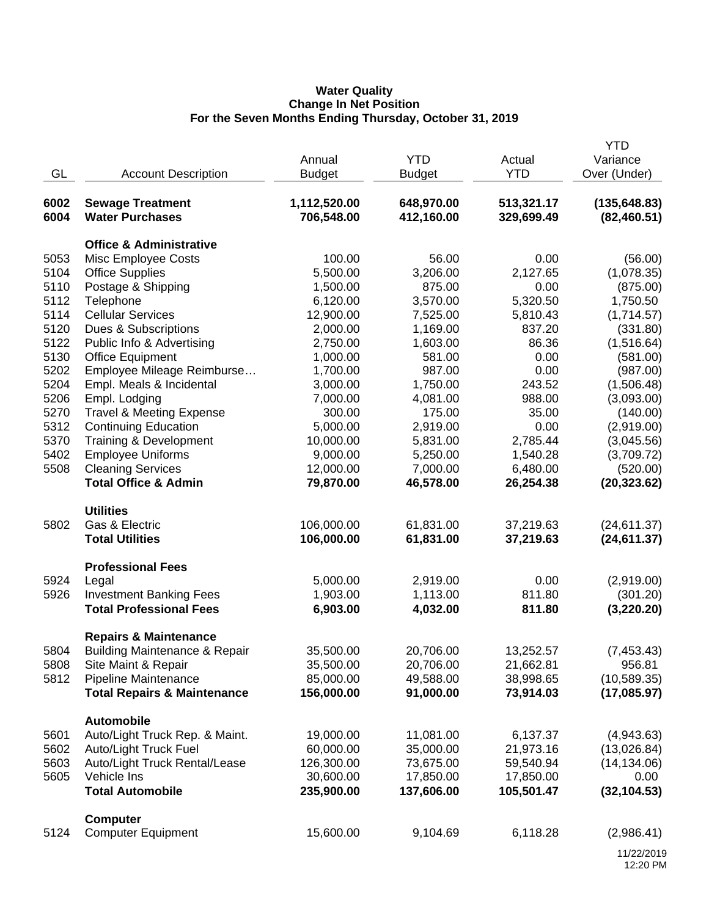**Water Quality**
**Change In Net Position**
**For the Seven Months Ending Thursday, October 31, 2019**

| GL | Account Description | Annual Budget | YTD Budget | Actual YTD | YTD Variance Over (Under) |
|---|---|---|---|---|---|
| **6002** | **Sewage Treatment** | **1,112,520.00** | **648,970.00** | **513,321.17** | **(135,648.83)** |
| **6004** | **Water Purchases** | **706,548.00** | **412,160.00** | **329,699.49** | **(82,460.51)** |
| | **Office & Administrative** | | | | |
| 5053 | Misc Employee Costs | 100.00 | 56.00 | 0.00 | (56.00) |
| 5104 | Office Supplies | 5,500.00 | 3,206.00 | 2,127.65 | (1,078.35) |
| 5110 | Postage & Shipping | 1,500.00 | 875.00 | 0.00 | (875.00) |
| 5112 | Telephone | 6,120.00 | 3,570.00 | 5,320.50 | 1,750.50 |
| 5114 | Cellular Services | 12,900.00 | 7,525.00 | 5,810.43 | (1,714.57) |
| 5120 | Dues & Subscriptions | 2,000.00 | 1,169.00 | 837.20 | (331.80) |
| 5122 | Public Info & Advertising | 2,750.00 | 1,603.00 | 86.36 | (1,516.64) |
| 5130 | Office Equipment | 1,000.00 | 581.00 | 0.00 | (581.00) |
| 5202 | Employee Mileage Reimburse… | 1,700.00 | 987.00 | 0.00 | (987.00) |
| 5204 | Empl. Meals & Incidental | 3,000.00 | 1,750.00 | 243.52 | (1,506.48) |
| 5206 | Empl. Lodging | 7,000.00 | 4,081.00 | 988.00 | (3,093.00) |
| 5270 | Travel & Meeting Expense | 300.00 | 175.00 | 35.00 | (140.00) |
| 5312 | Continuing Education | 5,000.00 | 2,919.00 | 0.00 | (2,919.00) |
| 5370 | Training & Development | 10,000.00 | 5,831.00 | 2,785.44 | (3,045.56) |
| 5402 | Employee Uniforms | 9,000.00 | 5,250.00 | 1,540.28 | (3,709.72) |
| 5508 | Cleaning Services | 12,000.00 | 7,000.00 | 6,480.00 | (520.00) |
| | **Total Office & Admin** | **79,870.00** | **46,578.00** | **26,254.38** | **(20,323.62)** |
| | **Utilities** | | | | |
| 5802 | Gas & Electric | 106,000.00 | 61,831.00 | 37,219.63 | (24,611.37) |
| | **Total Utilities** | **106,000.00** | **61,831.00** | **37,219.63** | **(24,611.37)** |
| | **Professional Fees** | | | | |
| 5924 | Legal | 5,000.00 | 2,919.00 | 0.00 | (2,919.00) |
| 5926 | Investment Banking Fees | 1,903.00 | 1,113.00 | 811.80 | (301.20) |
| | **Total Professional Fees** | **6,903.00** | **4,032.00** | **811.80** | **(3,220.20)** |
| | **Repairs & Maintenance** | | | | |
| 5804 | Building Maintenance & Repair | 35,500.00 | 20,706.00 | 13,252.57 | (7,453.43) |
| 5808 | Site Maint & Repair | 35,500.00 | 20,706.00 | 21,662.81 | 956.81 |
| 5812 | Pipeline Maintenance | 85,000.00 | 49,588.00 | 38,998.65 | (10,589.35) |
| | **Total Repairs & Maintenance** | **156,000.00** | **91,000.00** | **73,914.03** | **(17,085.97)** |
| | **Automobile** | | | | |
| 5601 | Auto/Light Truck Rep. & Maint. | 19,000.00 | 11,081.00 | 6,137.37 | (4,943.63) |
| 5602 | Auto/Light Truck Fuel | 60,000.00 | 35,000.00 | 21,973.16 | (13,026.84) |
| 5603 | Auto/Light Truck Rental/Lease | 126,300.00 | 73,675.00 | 59,540.94 | (14,134.06) |
| 5605 | Vehicle Ins | 30,600.00 | 17,850.00 | 17,850.00 | 0.00 |
| | **Total Automobile** | **235,900.00** | **137,606.00** | **105,501.47** | **(32,104.53)** |
| | **Computer** | | | | |
| 5124 | Computer Equipment | 15,600.00 | 9,104.69 | 6,118.28 | (2,986.41) |

11/22/2019
12:20 PM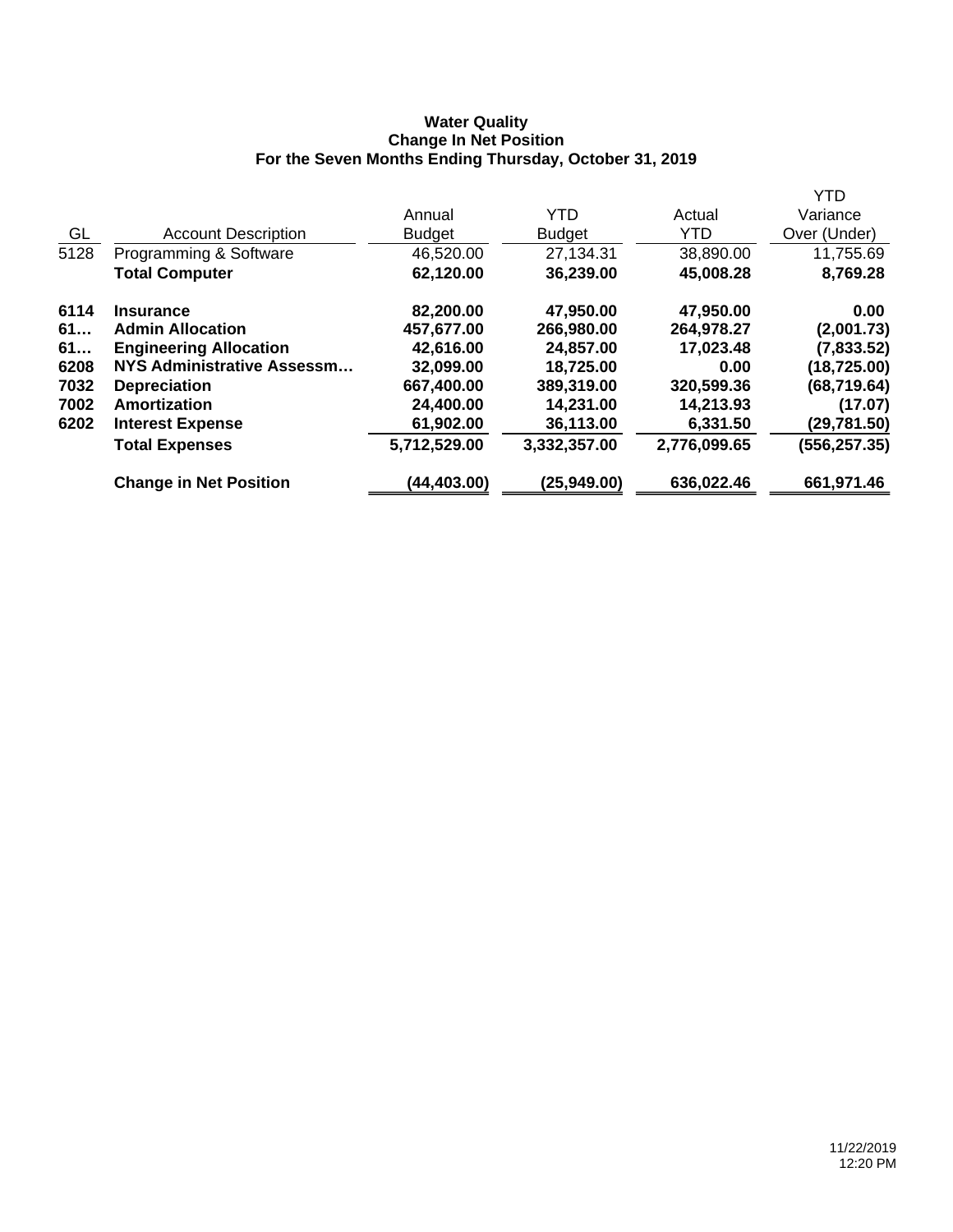**Water Quality**
**Change In Net Position**
**For the Seven Months Ending Thursday, October 31, 2019**

| GL | Account Description | Annual Budget | YTD Budget | Actual YTD | YTD Variance Over (Under) |
|---|---|---|---|---|---|
| 5128 | Programming & Software | 46,520.00 | 27,134.31 | 38,890.00 | 11,755.69 |
| | **Total Computer** | **62,120.00** | **36,239.00** | **45,008.28** | **8,769.28** |
| **6114** | **Insurance** | **82,200.00** | **47,950.00** | **47,950.00** | **0.00** |
| **61…** | **Admin Allocation** | **457,677.00** | **266,980.00** | **264,978.27** | **(2,001.73)** |
| **61…** | **Engineering Allocation** | **42,616.00** | **24,857.00** | **17,023.48** | **(7,833.52)** |
| **6208** | **NYS Administrative Assessm…** | **32,099.00** | **18,725.00** | **0.00** | **(18,725.00)** |
| **7032** | **Depreciation** | **667,400.00** | **389,319.00** | **320,599.36** | **(68,719.64)** |
| **7002** | **Amortization** | **24,400.00** | **14,231.00** | **14,213.93** | **(17.07)** |
| **6202** | **Interest Expense** | **61,902.00** | **36,113.00** | **6,331.50** | **(29,781.50)** |
| | **Total Expenses** | **5,712,529.00** | **3,332,357.00** | **2,776,099.65** | **(556,257.35)** |
| | **Change in Net Position** | **(44,403.00)** | **(25,949.00)** | **636,022.46** | **661,971.46** |

11/22/2019
12:20 PM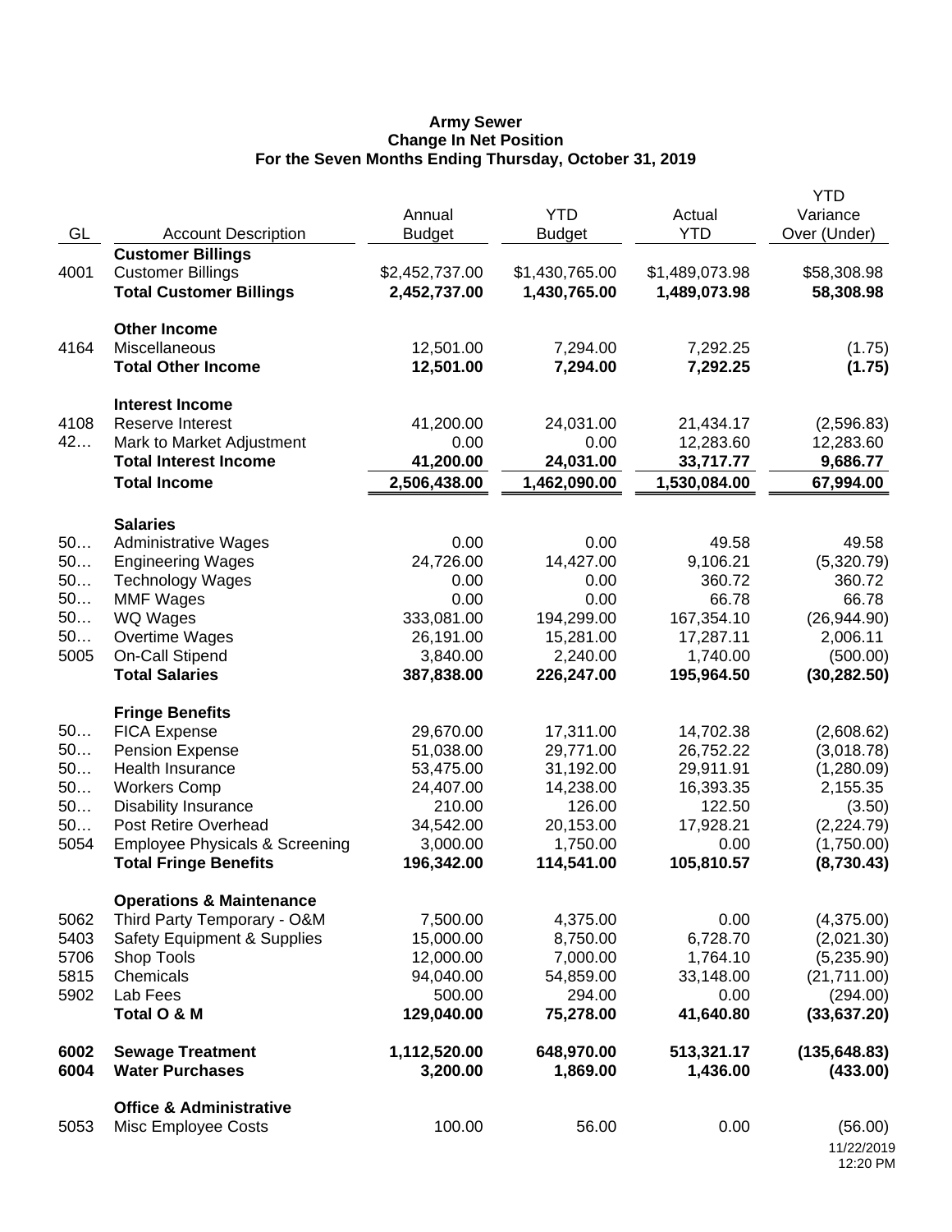**Army Sewer**
**Change In Net Position**
**For the Seven Months Ending Thursday, October 31, 2019**

| GL | Account Description | Annual Budget | YTD Budget | Actual YTD | YTD Variance Over (Under) |
|---|---|---|---|---|---|
| | **Customer Billings** | | | | |
| 4001 | Customer Billings | $2,452,737.00 | $1,430,765.00 | $1,489,073.98 | $58,308.98 |
| | **Total Customer Billings** | **2,452,737.00** | **1,430,765.00** | **1,489,073.98** | **58,308.98** |
| | **Other Income** | | | | |
| 4164 | Miscellaneous | 12,501.00 | 7,294.00 | 7,292.25 | (1.75) |
| | **Total Other Income** | **12,501.00** | **7,294.00** | **7,292.25** | **(1.75)** |
| | **Interest Income** | | | | |
| 4108 | Reserve Interest | 41,200.00 | 24,031.00 | 21,434.17 | (2,596.83) |
| 42… | Mark to Market Adjustment | 0.00 | 0.00 | 12,283.60 | 12,283.60 |
| | **Total Interest Income** | **41,200.00** | **24,031.00** | **33,717.77** | **9,686.77** |
| | **Total Income** | **2,506,438.00** | **1,462,090.00** | **1,530,084.00** | **67,994.00** |
| | **Salaries** | | | | |
| 50… | Administrative Wages | 0.00 | 0.00 | 49.58 | 49.58 |
| 50… | Engineering Wages | 24,726.00 | 14,427.00 | 9,106.21 | (5,320.79) |
| 50… | Technology Wages | 0.00 | 0.00 | 360.72 | 360.72 |
| 50… | MMF Wages | 0.00 | 0.00 | 66.78 | 66.78 |
| 50… | WQ Wages | 333,081.00 | 194,299.00 | 167,354.10 | (26,944.90) |
| 50… | Overtime Wages | 26,191.00 | 15,281.00 | 17,287.11 | 2,006.11 |
| 5005 | On-Call Stipend | 3,840.00 | 2,240.00 | 1,740.00 | (500.00) |
| | **Total Salaries** | **387,838.00** | **226,247.00** | **195,964.50** | **(30,282.50)** |
| | **Fringe Benefits** | | | | |
| 50… | FICA Expense | 29,670.00 | 17,311.00 | 14,702.38 | (2,608.62) |
| 50… | Pension Expense | 51,038.00 | 29,771.00 | 26,752.22 | (3,018.78) |
| 50… | Health Insurance | 53,475.00 | 31,192.00 | 29,911.91 | (1,280.09) |
| 50… | Workers Comp | 24,407.00 | 14,238.00 | 16,393.35 | 2,155.35 |
| 50… | Disability Insurance | 210.00 | 126.00 | 122.50 | (3.50) |
| 50… | Post Retire Overhead | 34,542.00 | 20,153.00 | 17,928.21 | (2,224.79) |
| 5054 | Employee Physicals & Screening | 3,000.00 | 1,750.00 | 0.00 | (1,750.00) |
| | **Total Fringe Benefits** | **196,342.00** | **114,541.00** | **105,810.57** | **(8,730.43)** |
| | **Operations & Maintenance** | | | | |
| 5062 | Third Party Temporary - O&M | 7,500.00 | 4,375.00 | 0.00 | (4,375.00) |
| 5403 | Safety Equipment & Supplies | 15,000.00 | 8,750.00 | 6,728.70 | (2,021.30) |
| 5706 | Shop Tools | 12,000.00 | 7,000.00 | 1,764.10 | (5,235.90) |
| 5815 | Chemicals | 94,040.00 | 54,859.00 | 33,148.00 | (21,711.00) |
| 5902 | Lab Fees | 500.00 | 294.00 | 0.00 | (294.00) |
| | **Total O & M** | **129,040.00** | **75,278.00** | **41,640.80** | **(33,637.20)** |
| **6002** | **Sewage Treatment** | **1,112,520.00** | **648,970.00** | **513,321.17** | **(135,648.83)** |
| **6004** | **Water Purchases** | **3,200.00** | **1,869.00** | **1,436.00** | **(433.00)** |
| | **Office & Administrative** | | | | |
| 5053 | Misc Employee Costs | 100.00 | 56.00 | 0.00 | (56.00) |

11/22/2019
12:20 PM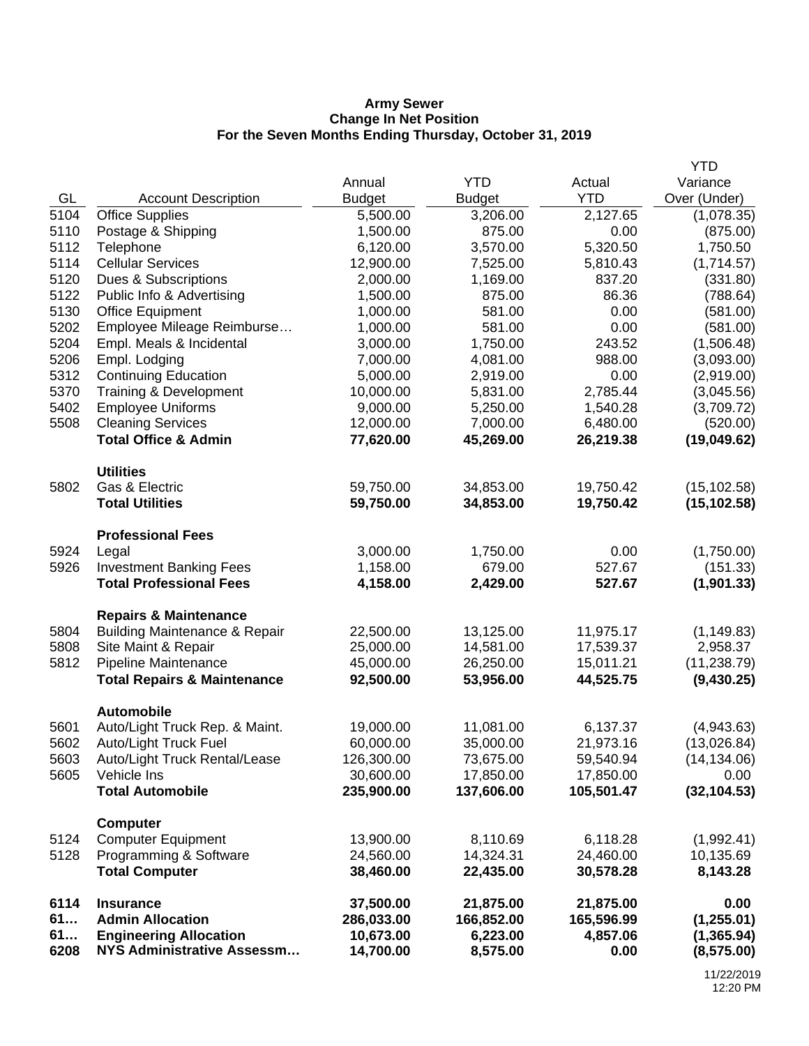**Army Sewer**
**Change In Net Position**
**For the Seven Months Ending Thursday, October 31, 2019**

| GL | Account Description | Annual Budget | YTD Budget | Actual YTD | YTD Variance Over (Under) |
|---|---|---|---|---|---|
| 5104 | Office Supplies | 5,500.00 | 3,206.00 | 2,127.65 | (1,078.35) |
| 5110 | Postage & Shipping | 1,500.00 | 875.00 | 0.00 | (875.00) |
| 5112 | Telephone | 6,120.00 | 3,570.00 | 5,320.50 | 1,750.50 |
| 5114 | Cellular Services | 12,900.00 | 7,525.00 | 5,810.43 | (1,714.57) |
| 5120 | Dues & Subscriptions | 2,000.00 | 1,169.00 | 837.20 | (331.80) |
| 5122 | Public Info & Advertising | 1,500.00 | 875.00 | 86.36 | (788.64) |
| 5130 | Office Equipment | 1,000.00 | 581.00 | 0.00 | (581.00) |
| 5202 | Employee Mileage Reimburse… | 1,000.00 | 581.00 | 0.00 | (581.00) |
| 5204 | Empl. Meals & Incidental | 3,000.00 | 1,750.00 | 243.52 | (1,506.48) |
| 5206 | Empl. Lodging | 7,000.00 | 4,081.00 | 988.00 | (3,093.00) |
| 5312 | Continuing Education | 5,000.00 | 2,919.00 | 0.00 | (2,919.00) |
| 5370 | Training & Development | 10,000.00 | 5,831.00 | 2,785.44 | (3,045.56) |
| 5402 | Employee Uniforms | 9,000.00 | 5,250.00 | 1,540.28 | (3,709.72) |
| 5508 | Cleaning Services | 12,000.00 | 7,000.00 | 6,480.00 | (520.00) |
| | **Total Office & Admin** | **77,620.00** | **45,269.00** | **26,219.38** | **(19,049.62)** |
| | **Utilities** | | | | |
| 5802 | Gas & Electric | 59,750.00 | 34,853.00 | 19,750.42 | (15,102.58) |
| | **Total Utilities** | **59,750.00** | **34,853.00** | **19,750.42** | **(15,102.58)** |
| | **Professional Fees** | | | | |
| 5924 | Legal | 3,000.00 | 1,750.00 | 0.00 | (1,750.00) |
| 5926 | Investment Banking Fees | 1,158.00 | 679.00 | 527.67 | (151.33) |
| | **Total Professional Fees** | **4,158.00** | **2,429.00** | **527.67** | **(1,901.33)** |
| | **Repairs & Maintenance** | | | | |
| 5804 | Building Maintenance & Repair | 22,500.00 | 13,125.00 | 11,975.17 | (1,149.83) |
| 5808 | Site Maint & Repair | 25,000.00 | 14,581.00 | 17,539.37 | 2,958.37 |
| 5812 | Pipeline Maintenance | 45,000.00 | 26,250.00 | 15,011.21 | (11,238.79) |
| | **Total Repairs & Maintenance** | **92,500.00** | **53,956.00** | **44,525.75** | **(9,430.25)** |
| | **Automobile** | | | | |
| 5601 | Auto/Light Truck Rep. & Maint. | 19,000.00 | 11,081.00 | 6,137.37 | (4,943.63) |
| 5602 | Auto/Light Truck Fuel | 60,000.00 | 35,000.00 | 21,973.16 | (13,026.84) |
| 5603 | Auto/Light Truck Rental/Lease | 126,300.00 | 73,675.00 | 59,540.94 | (14,134.06) |
| 5605 | Vehicle Ins | 30,600.00 | 17,850.00 | 17,850.00 | 0.00 |
| | **Total Automobile** | **235,900.00** | **137,606.00** | **105,501.47** | **(32,104.53)** |
| | **Computer** | | | | |
| 5124 | Computer Equipment | 13,900.00 | 8,110.69 | 6,118.28 | (1,992.41) |
| 5128 | Programming & Software | 24,560.00 | 14,324.31 | 24,460.00 | 10,135.69 |
| | **Total Computer** | **38,460.00** | **22,435.00** | **30,578.28** | **8,143.28** |
| **6114** | **Insurance** | **37,500.00** | **21,875.00** | **21,875.00** | **0.00** |
| **61…** | **Admin Allocation** | **286,033.00** | **166,852.00** | **165,596.99** | **(1,255.01)** |
| **61…** | **Engineering Allocation** | **10,673.00** | **6,223.00** | **4,857.06** | **(1,365.94)** |
| **6208** | **NYS Administrative Assessm…** | **14,700.00** | **8,575.00** | **0.00** | **(8,575.00)** |

11/22/2019
12:20 PM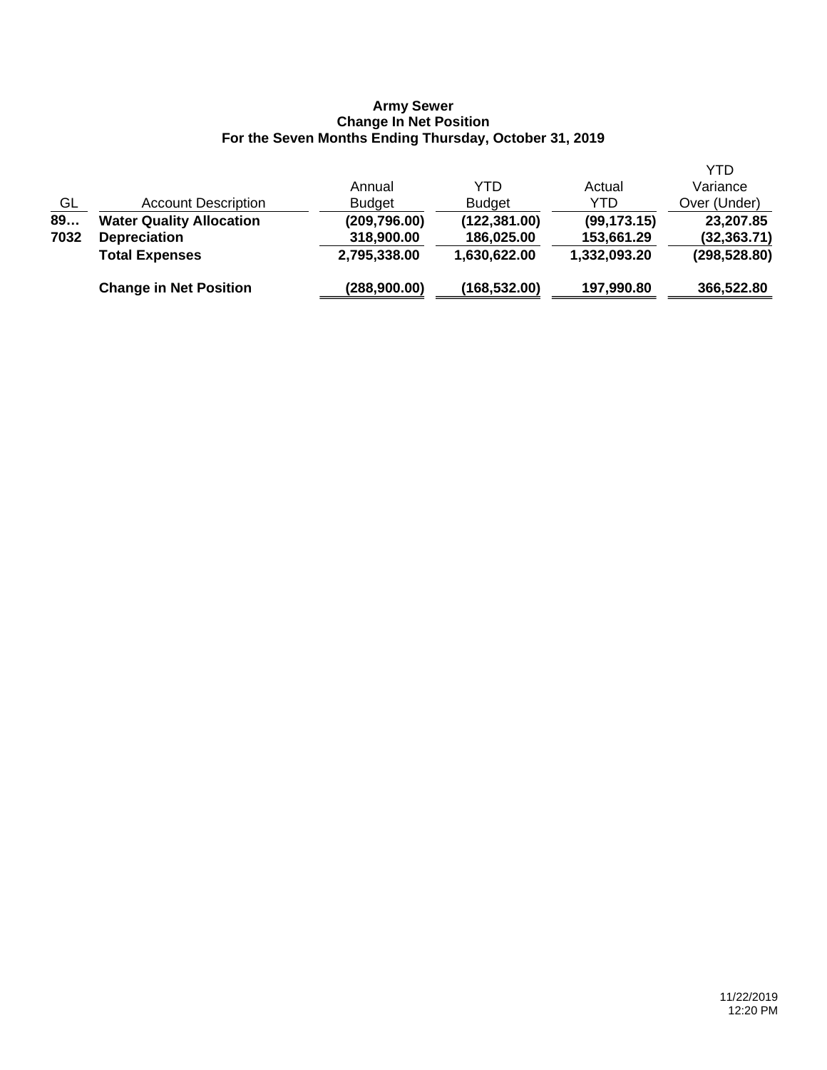**Army Sewer**
**Change In Net Position**
**For the Seven Months Ending Thursday, October 31, 2019**

| GL | Account Description | Annual Budget | YTD Budget | Actual YTD | YTD Variance Over (Under) |
|---|---|---|---|---|---|
| **89…** | **Water Quality Allocation** | **(209,796.00)** | **(122,381.00)** | **(99,173.15)** | **23,207.85** |
| **7032** | **Depreciation** | **318,900.00** | **186,025.00** | **153,661.29** | **(32,363.71)** |
| | **Total Expenses** | **2,795,338.00** | **1,630,622.00** | **1,332,093.20** | **(298,528.80)** |
| | **Change in Net Position** | **(288,900.00)** | **(168,532.00)** | **197,990.80** | **366,522.80** |

11/22/2019
12:20 PM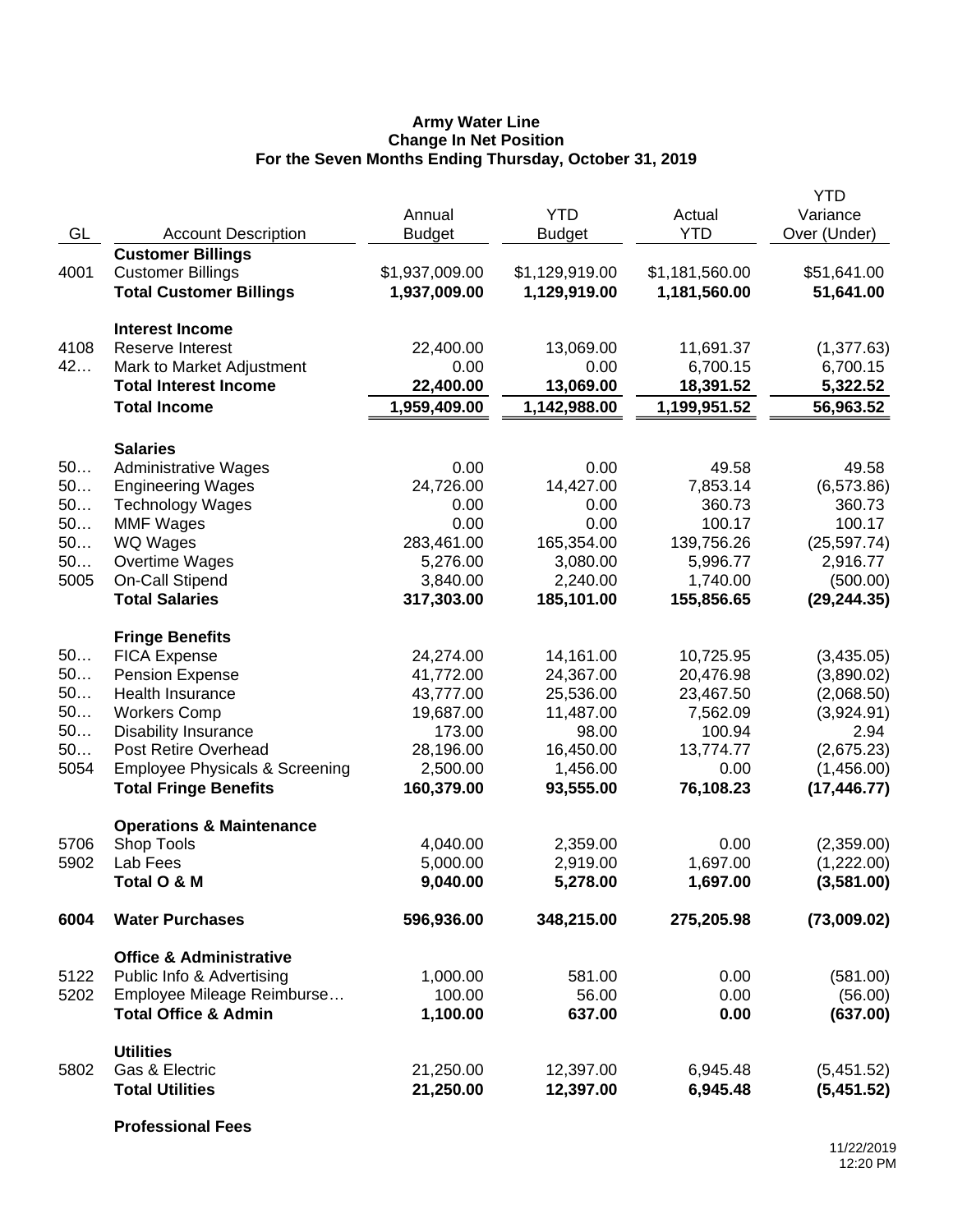**Army Water Line**
**Change In Net Position**
**For the Seven Months Ending Thursday, October 31, 2019**

| GL | Account Description | Annual Budget | YTD Budget | Actual YTD | YTD Variance Over (Under) |
|---|---|---|---|---|---|
| | **Customer Billings** | | | | |
| 4001 | Customer Billings | $1,937,009.00 | $1,129,919.00 | $1,181,560.00 | $51,641.00 |
| | **Total Customer Billings** | **1,937,009.00** | **1,129,919.00** | **1,181,560.00** | **51,641.00** |
| | **Interest Income** | | | | |
| 4108 | Reserve Interest | 22,400.00 | 13,069.00 | 11,691.37 | (1,377.63) |
| 42… | Mark to Market Adjustment | 0.00 | 0.00 | 6,700.15 | 6,700.15 |
| | **Total Interest Income** | **22,400.00** | **13,069.00** | **18,391.52** | **5,322.52** |
| | **Total Income** | **1,959,409.00** | **1,142,988.00** | **1,199,951.52** | **56,963.52** |
| | **Salaries** | | | | |
| 50… | Administrative Wages | 0.00 | 0.00 | 49.58 | 49.58 |
| 50… | Engineering Wages | 24,726.00 | 14,427.00 | 7,853.14 | (6,573.86) |
| 50… | Technology Wages | 0.00 | 0.00 | 360.73 | 360.73 |
| 50… | MMF Wages | 0.00 | 0.00 | 100.17 | 100.17 |
| 50… | WQ Wages | 283,461.00 | 165,354.00 | 139,756.26 | (25,597.74) |
| 50… | Overtime Wages | 5,276.00 | 3,080.00 | 5,996.77 | 2,916.77 |
| 5005 | On-Call Stipend | 3,840.00 | 2,240.00 | 1,740.00 | (500.00) |
| | **Total Salaries** | **317,303.00** | **185,101.00** | **155,856.65** | **(29,244.35)** |
| | **Fringe Benefits** | | | | |
| 50… | FICA Expense | 24,274.00 | 14,161.00 | 10,725.95 | (3,435.05) |
| 50… | Pension Expense | 41,772.00 | 24,367.00 | 20,476.98 | (3,890.02) |
| 50… | Health Insurance | 43,777.00 | 25,536.00 | 23,467.50 | (2,068.50) |
| 50… | Workers Comp | 19,687.00 | 11,487.00 | 7,562.09 | (3,924.91) |
| 50… | Disability Insurance | 173.00 | 98.00 | 100.94 | 2.94 |
| 50… | Post Retire Overhead | 28,196.00 | 16,450.00 | 13,774.77 | (2,675.23) |
| 5054 | Employee Physicals & Screening | 2,500.00 | 1,456.00 | 0.00 | (1,456.00) |
| | **Total Fringe Benefits** | **160,379.00** | **93,555.00** | **76,108.23** | **(17,446.77)** |
| | **Operations & Maintenance** | | | | |
| 5706 | Shop Tools | 4,040.00 | 2,359.00 | 0.00 | (2,359.00) |
| 5902 | Lab Fees | 5,000.00 | 2,919.00 | 1,697.00 | (1,222.00) |
| | **Total O & M** | **9,040.00** | **5,278.00** | **1,697.00** | **(3,581.00)** |
| **6004** | **Water Purchases** | **596,936.00** | **348,215.00** | **275,205.98** | **(73,009.02)** |
| | **Office & Administrative** | | | | |
| 5122 | Public Info & Advertising | 1,000.00 | 581.00 | 0.00 | (581.00) |
| 5202 | Employee Mileage Reimburse… | 100.00 | 56.00 | 0.00 | (56.00) |
| | **Total Office & Admin** | **1,100.00** | **637.00** | **0.00** | **(637.00)** |
| | **Utilities** | | | | |
| 5802 | Gas & Electric | 21,250.00 | 12,397.00 | 6,945.48 | (5,451.52) |
| | **Total Utilities** | **21,250.00** | **12,397.00** | **6,945.48** | **(5,451.52)** |
| | **Professional Fees** | | | | |

11/22/2019
12:20 PM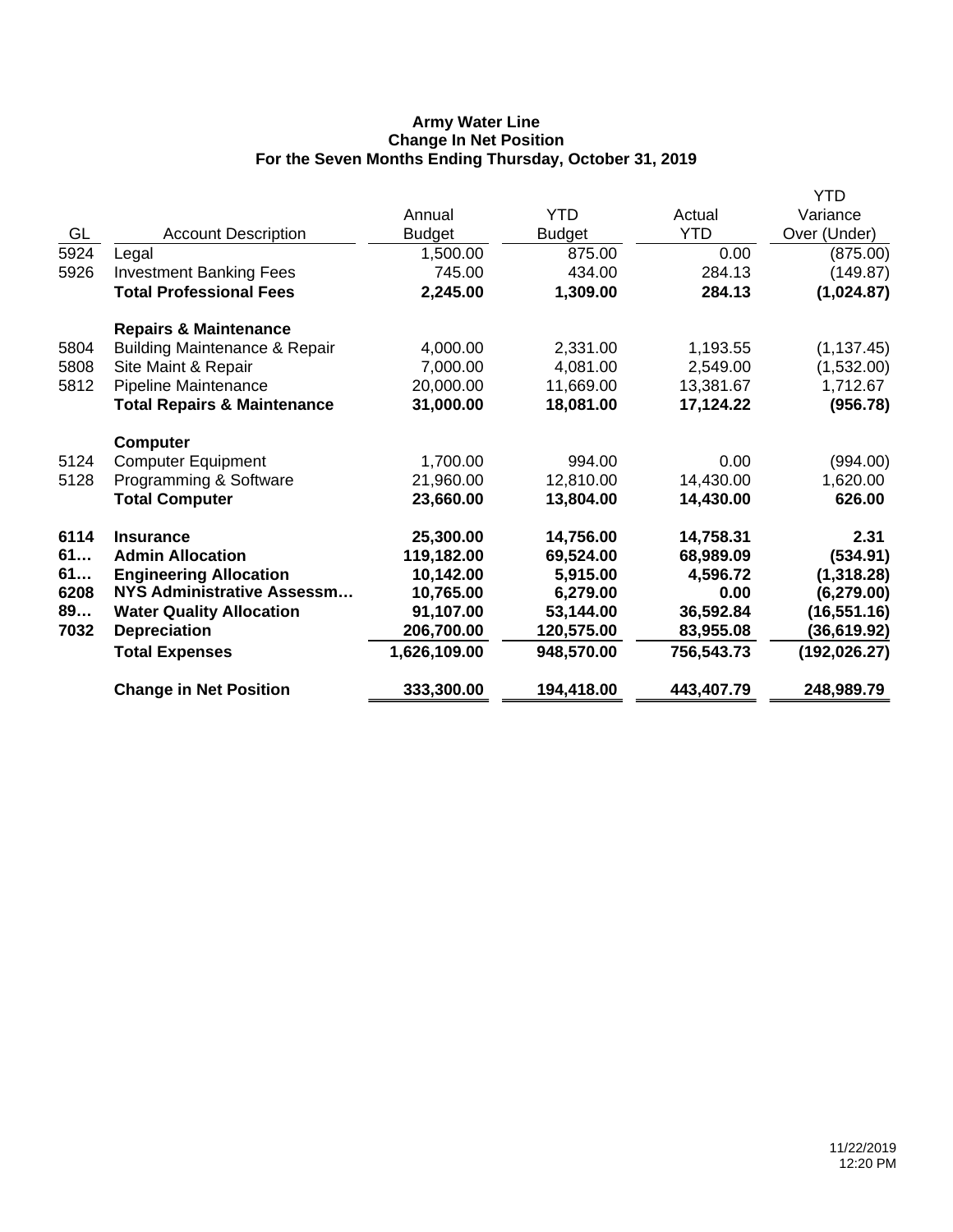**Army Water Line**
**Change In Net Position**
**For the Seven Months Ending Thursday, October 31, 2019**

| GL | Account Description | Annual Budget | YTD Budget | Actual YTD | YTD Variance Over (Under) |
|---|---|---|---|---|---|
| 5924 | Legal | 1,500.00 | 875.00 | 0.00 | (875.00) |
| 5926 | Investment Banking Fees | 745.00 | 434.00 | 284.13 | (149.87) |
| | **Total Professional Fees** | **2,245.00** | **1,309.00** | **284.13** | **(1,024.87)** |
| | **Repairs & Maintenance** | | | | |
| 5804 | Building Maintenance & Repair | 4,000.00 | 2,331.00 | 1,193.55 | (1,137.45) |
| 5808 | Site Maint & Repair | 7,000.00 | 4,081.00 | 2,549.00 | (1,532.00) |
| 5812 | Pipeline Maintenance | 20,000.00 | 11,669.00 | 13,381.67 | 1,712.67 |
| | **Total Repairs & Maintenance** | **31,000.00** | **18,081.00** | **17,124.22** | **(956.78)** |
| | **Computer** | | | | |
| 5124 | Computer Equipment | 1,700.00 | 994.00 | 0.00 | (994.00) |
| 5128 | Programming & Software | 21,960.00 | 12,810.00 | 14,430.00 | 1,620.00 |
| | **Total Computer** | **23,660.00** | **13,804.00** | **14,430.00** | **626.00** |
| **6114** | **Insurance** | **25,300.00** | **14,756.00** | **14,758.31** | **2.31** |
| **61…** | **Admin Allocation** | **119,182.00** | **69,524.00** | **68,989.09** | **(534.91)** |
| **61…** | **Engineering Allocation** | **10,142.00** | **5,915.00** | **4,596.72** | **(1,318.28)** |
| **6208** | **NYS Administrative Assessm…** | **10,765.00** | **6,279.00** | **0.00** | **(6,279.00)** |
| **89…** | **Water Quality Allocation** | **91,107.00** | **53,144.00** | **36,592.84** | **(16,551.16)** |
| **7032** | **Depreciation** | **206,700.00** | **120,575.00** | **83,955.08** | **(36,619.92)** |
| | **Total Expenses** | **1,626,109.00** | **948,570.00** | **756,543.73** | **(192,026.27)** |
| | **Change in Net Position** | **333,300.00** | **194,418.00** | **443,407.79** | **248,989.79** |

11/22/2019
12:20 PM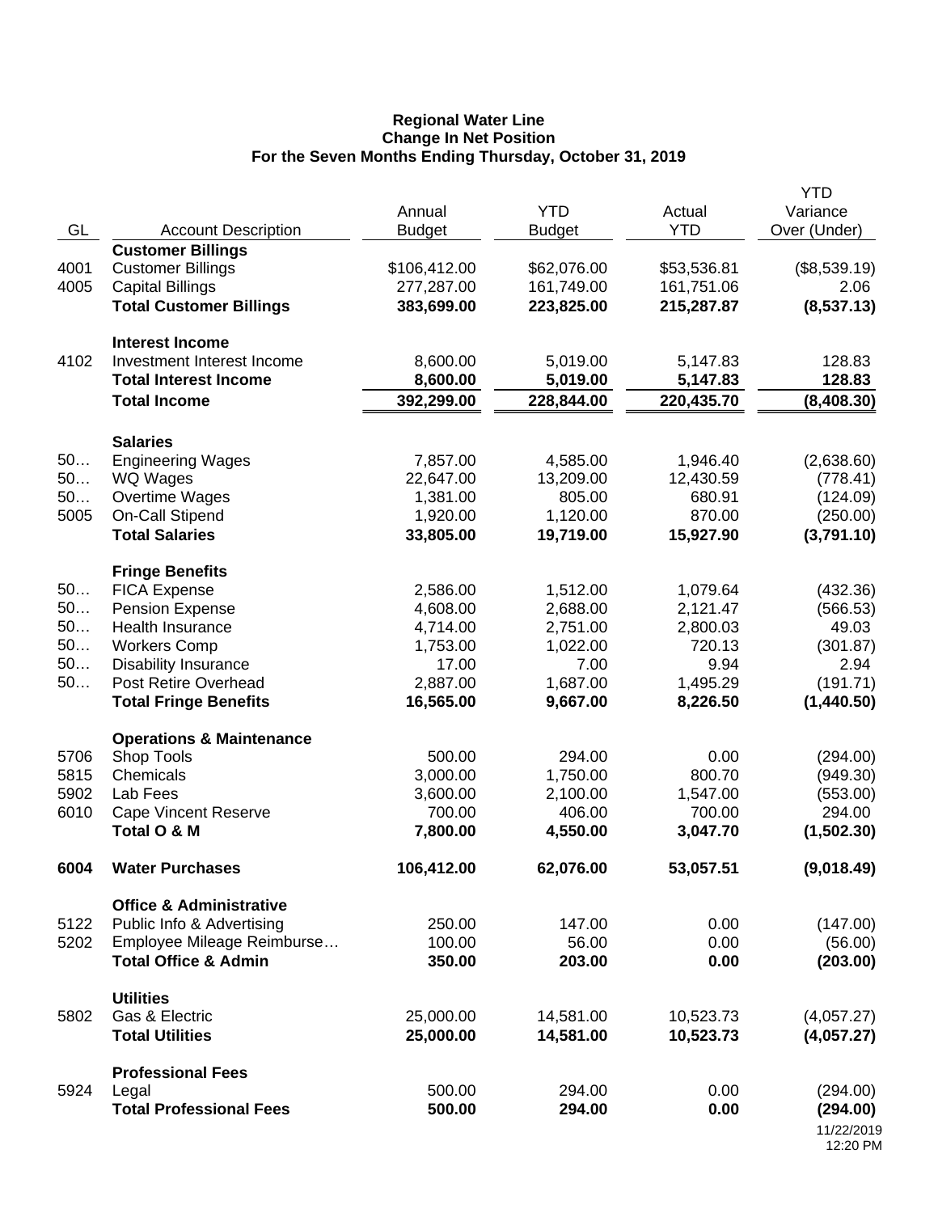**Regional Water Line**
**Change In Net Position**
**For the Seven Months Ending Thursday, October 31, 2019**

| GL | Account Description | Annual Budget | YTD Budget | Actual YTD | YTD Variance Over (Under) |
|---|---|---|---|---|---|
| | **Customer Billings** | | | | |
| 4001 | Customer Billings | $106,412.00 | $62,076.00 | $53,536.81 | ($8,539.19) |
| 4005 | Capital Billings | 277,287.00 | 161,749.00 | 161,751.06 | 2.06 |
| | **Total Customer Billings** | **383,699.00** | **223,825.00** | **215,287.87** | **(8,537.13)** |
| | **Interest Income** | | | | |
| 4102 | Investment Interest Income | 8,600.00 | 5,019.00 | 5,147.83 | 128.83 |
| | **Total Interest Income** | **8,600.00** | **5,019.00** | **5,147.83** | **128.83** |
| | **Total Income** | **392,299.00** | **228,844.00** | **220,435.70** | **(8,408.30)** |
| | **Salaries** | | | | |
| 50… | Engineering Wages | 7,857.00 | 4,585.00 | 1,946.40 | (2,638.60) |
| 50… | WQ Wages | 22,647.00 | 13,209.00 | 12,430.59 | (778.41) |
| 50… | Overtime Wages | 1,381.00 | 805.00 | 680.91 | (124.09) |
| 5005 | On-Call Stipend | 1,920.00 | 1,120.00 | 870.00 | (250.00) |
| | **Total Salaries** | **33,805.00** | **19,719.00** | **15,927.90** | **(3,791.10)** |
| | **Fringe Benefits** | | | | |
| 50… | FICA Expense | 2,586.00 | 1,512.00 | 1,079.64 | (432.36) |
| 50… | Pension Expense | 4,608.00 | 2,688.00 | 2,121.47 | (566.53) |
| 50… | Health Insurance | 4,714.00 | 2,751.00 | 2,800.03 | 49.03 |
| 50… | Workers Comp | 1,753.00 | 1,022.00 | 720.13 | (301.87) |
| 50… | Disability Insurance | 17.00 | 7.00 | 9.94 | 2.94 |
| 50… | Post Retire Overhead | 2,887.00 | 1,687.00 | 1,495.29 | (191.71) |
| | **Total Fringe Benefits** | **16,565.00** | **9,667.00** | **8,226.50** | **(1,440.50)** |
| | **Operations & Maintenance** | | | | |
| 5706 | Shop Tools | 500.00 | 294.00 | 0.00 | (294.00) |
| 5815 | Chemicals | 3,000.00 | 1,750.00 | 800.70 | (949.30) |
| 5902 | Lab Fees | 3,600.00 | 2,100.00 | 1,547.00 | (553.00) |
| 6010 | Cape Vincent Reserve | 700.00 | 406.00 | 700.00 | 294.00 |
| | **Total O & M** | **7,800.00** | **4,550.00** | **3,047.70** | **(1,502.30)** |
| **6004** | **Water Purchases** | **106,412.00** | **62,076.00** | **53,057.51** | **(9,018.49)** |
| | **Office & Administrative** | | | | |
| 5122 | Public Info & Advertising | 250.00 | 147.00 | 0.00 | (147.00) |
| 5202 | Employee Mileage Reimburse… | 100.00 | 56.00 | 0.00 | (56.00) |
| | **Total Office & Admin** | **350.00** | **203.00** | **0.00** | **(203.00)** |
| | **Utilities** | | | | |
| 5802 | Gas & Electric | 25,000.00 | 14,581.00 | 10,523.73 | (4,057.27) |
| | **Total Utilities** | **25,000.00** | **14,581.00** | **10,523.73** | **(4,057.27)** |
| | **Professional Fees** | | | | |
| 5924 | Legal | 500.00 | 294.00 | 0.00 | (294.00) |
| | **Total Professional Fees** | **500.00** | **294.00** | **0.00** | **(294.00)** |

11/22/2019
12:20 PM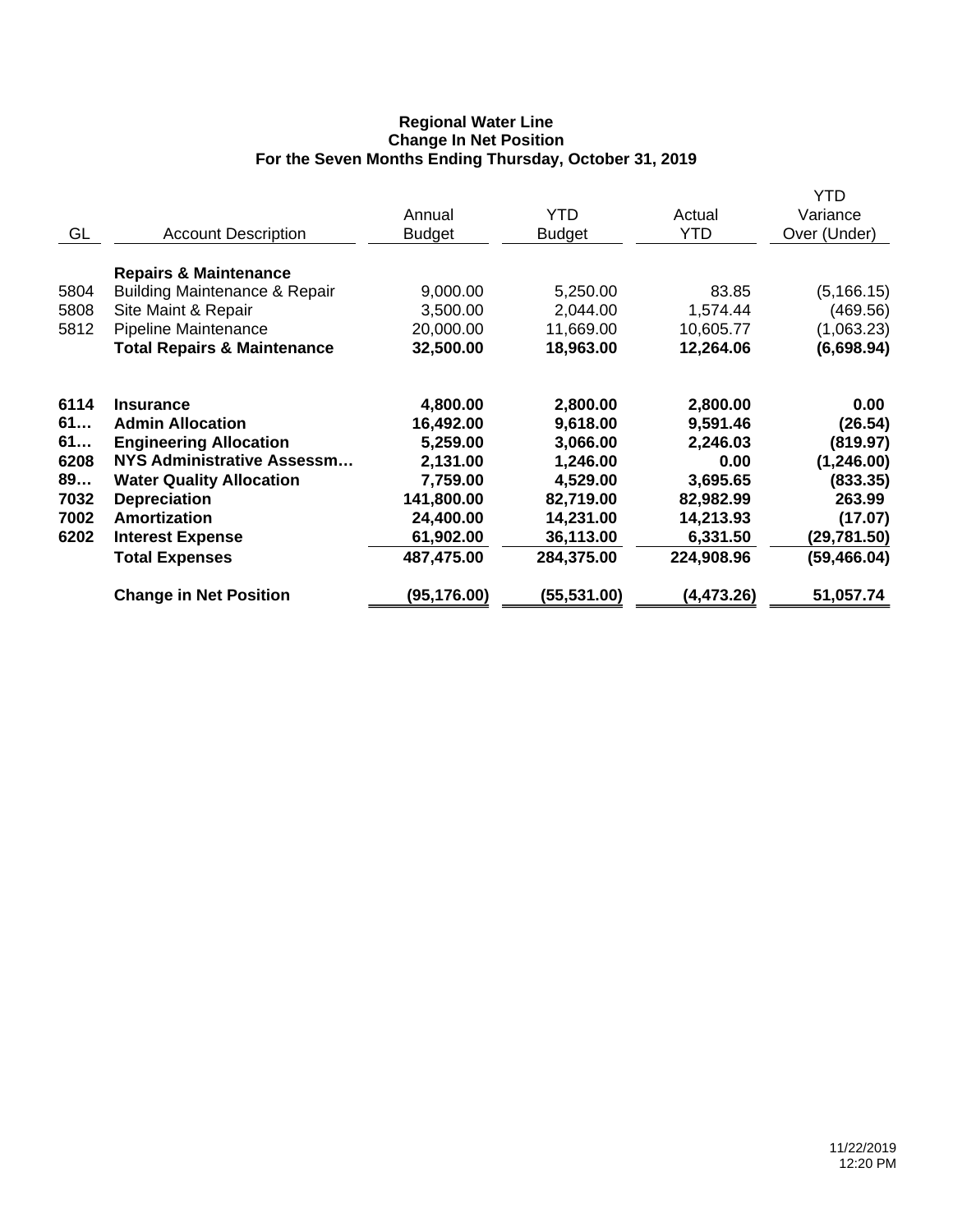**Regional Water Line**
**Change In Net Position**
**For the Seven Months Ending Thursday, October 31, 2019**

| GL | Account Description | Annual Budget | YTD Budget | Actual YTD | YTD Variance Over (Under) |
|---|---|---|---|---|---|
| | **Repairs & Maintenance** | | | | |
| 5804 | Building Maintenance & Repair | 9,000.00 | 5,250.00 | 83.85 | (5,166.15) |
| 5808 | Site Maint & Repair | 3,500.00 | 2,044.00 | 1,574.44 | (469.56) |
| 5812 | Pipeline Maintenance | 20,000.00 | 11,669.00 | 10,605.77 | (1,063.23) |
| | **Total Repairs & Maintenance** | **32,500.00** | **18,963.00** | **12,264.06** | **(6,698.94)** |
| **6114** | **Insurance** | **4,800.00** | **2,800.00** | **2,800.00** | **0.00** |
| **61…** | **Admin Allocation** | **16,492.00** | **9,618.00** | **9,591.46** | **(26.54)** |
| **61…** | **Engineering Allocation** | **5,259.00** | **3,066.00** | **2,246.03** | **(819.97)** |
| **6208** | **NYS Administrative Assessm…** | **2,131.00** | **1,246.00** | **0.00** | **(1,246.00)** |
| **89…** | **Water Quality Allocation** | **7,759.00** | **4,529.00** | **3,695.65** | **(833.35)** |
| **7032** | **Depreciation** | **141,800.00** | **82,719.00** | **82,982.99** | **263.99** |
| **7002** | **Amortization** | **24,400.00** | **14,231.00** | **14,213.93** | **(17.07)** |
| **6202** | **Interest Expense** | **61,902.00** | **36,113.00** | **6,331.50** | **(29,781.50)** |
| | **Total Expenses** | **487,475.00** | **284,375.00** | **224,908.96** | **(59,466.04)** |
| | **Change in Net Position** | **(95,176.00)** | **(55,531.00)** | **(4,473.26)** | **51,057.74** |

11/22/2019
12:20 PM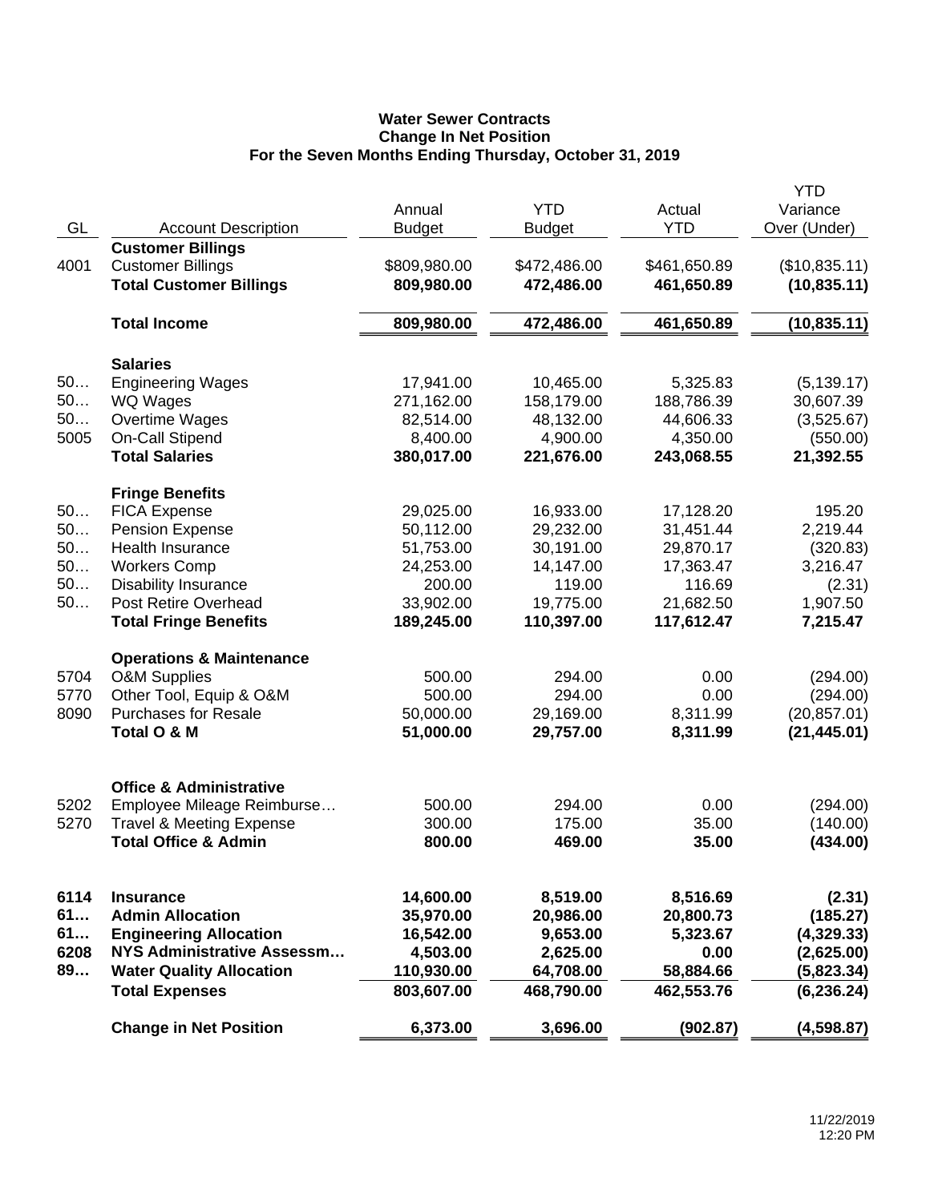**Water Sewer Contracts**
**Change In Net Position**
**For the Seven Months Ending Thursday, October 31, 2019**

| GL | Account Description | Annual Budget | YTD Budget | Actual YTD | YTD Variance Over (Under) |
|---|---|---|---|---|---|
| | **Customer Billings** | | | | |
| 4001 | Customer Billings | $809,980.00 | $472,486.00 | $461,650.89 | ($10,835.11) |
| | **Total Customer Billings** | **809,980.00** | **472,486.00** | **461,650.89** | **(10,835.11)** |
| | **Total Income** | **809,980.00** | **472,486.00** | **461,650.89** | **(10,835.11)** |
| | **Salaries** | | | | |
| 50… | Engineering Wages | 17,941.00 | 10,465.00 | 5,325.83 | (5,139.17) |
| 50… | WQ Wages | 271,162.00 | 158,179.00 | 188,786.39 | 30,607.39 |
| 50… | Overtime Wages | 82,514.00 | 48,132.00 | 44,606.33 | (3,525.67) |
| 5005 | On-Call Stipend | 8,400.00 | 4,900.00 | 4,350.00 | (550.00) |
| | **Total Salaries** | **380,017.00** | **221,676.00** | **243,068.55** | **21,392.55** |
| | **Fringe Benefits** | | | | |
| 50… | FICA Expense | 29,025.00 | 16,933.00 | 17,128.20 | 195.20 |
| 50… | Pension Expense | 50,112.00 | 29,232.00 | 31,451.44 | 2,219.44 |
| 50… | Health Insurance | 51,753.00 | 30,191.00 | 29,870.17 | (320.83) |
| 50… | Workers Comp | 24,253.00 | 14,147.00 | 17,363.47 | 3,216.47 |
| 50… | Disability Insurance | 200.00 | 119.00 | 116.69 | (2.31) |
| 50… | Post Retire Overhead | 33,902.00 | 19,775.00 | 21,682.50 | 1,907.50 |
| | **Total Fringe Benefits** | **189,245.00** | **110,397.00** | **117,612.47** | **7,215.47** |
| | **Operations & Maintenance** | | | | |
| 5704 | O&M Supplies | 500.00 | 294.00 | 0.00 | (294.00) |
| 5770 | Other Tool, Equip & O&M | 500.00 | 294.00 | 0.00 | (294.00) |
| 8090 | Purchases for Resale | 50,000.00 | 29,169.00 | 8,311.99 | (20,857.01) |
| | **Total O & M** | **51,000.00** | **29,757.00** | **8,311.99** | **(21,445.01)** |
| | **Office & Administrative** | | | | |
| 5202 | Employee Mileage Reimburse… | 500.00 | 294.00 | 0.00 | (294.00) |
| 5270 | Travel & Meeting Expense | 300.00 | 175.00 | 35.00 | (140.00) |
| | **Total Office & Admin** | **800.00** | **469.00** | **35.00** | **(434.00)** |
| **6114** | **Insurance** | **14,600.00** | **8,519.00** | **8,516.69** | **(2.31)** |
| **61…** | **Admin Allocation** | **35,970.00** | **20,986.00** | **20,800.73** | **(185.27)** |
| **61…** | **Engineering Allocation** | **16,542.00** | **9,653.00** | **5,323.67** | **(4,329.33)** |
| **6208** | **NYS Administrative Assessm…** | **4,503.00** | **2,625.00** | **0.00** | **(2,625.00)** |
| **89…** | **Water Quality Allocation** | **110,930.00** | **64,708.00** | **58,884.66** | **(5,823.34)** |
| | **Total Expenses** | **803,607.00** | **468,790.00** | **462,553.76** | **(6,236.24)** |
| | **Change in Net Position** | **6,373.00** | **3,696.00** | **(902.87)** | **(4,598.87)** |

11/22/2019
12:20 PM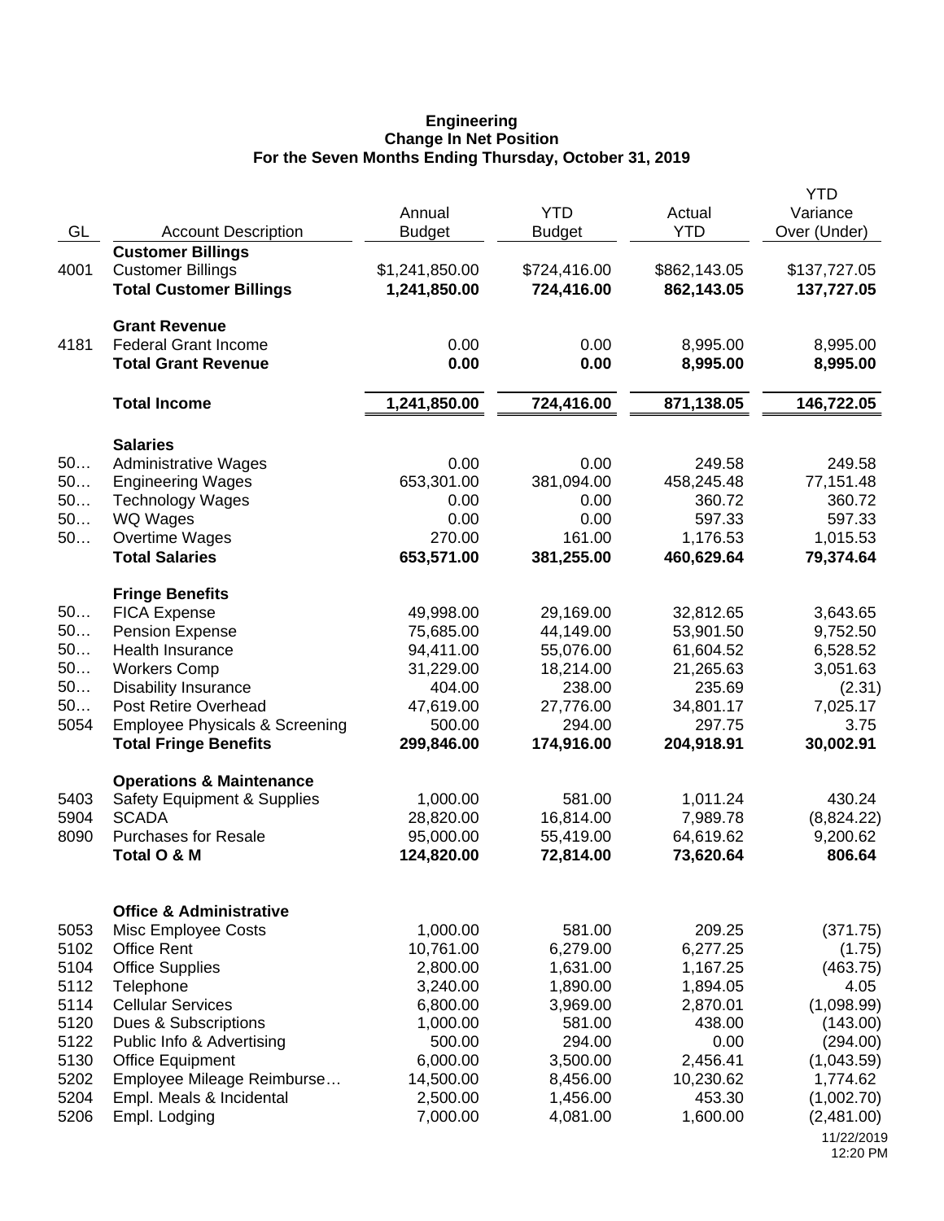**Engineering**
**Change In Net Position**
**For the Seven Months Ending Thursday, October 31, 2019**

| GL | Account Description | Annual Budget | YTD Budget | Actual YTD | YTD Variance Over (Under) |
|---|---|---|---|---|---|
| | **Customer Billings** | | | | |
| 4001 | Customer Billings | $1,241,850.00 | $724,416.00 | $862,143.05 | $137,727.05 |
| | **Total Customer Billings** | **1,241,850.00** | **724,416.00** | **862,143.05** | **137,727.05** |
| | **Grant Revenue** | | | | |
| 4181 | Federal Grant Income | 0.00 | 0.00 | 8,995.00 | 8,995.00 |
| | **Total Grant Revenue** | **0.00** | **0.00** | **8,995.00** | **8,995.00** |
| | **Total Income** | **1,241,850.00** | **724,416.00** | **871,138.05** | **146,722.05** |
| | **Salaries** | | | | |
| 50… | Administrative Wages | 0.00 | 0.00 | 249.58 | 249.58 |
| 50… | Engineering Wages | 653,301.00 | 381,094.00 | 458,245.48 | 77,151.48 |
| 50… | Technology Wages | 0.00 | 0.00 | 360.72 | 360.72 |
| 50… | WQ Wages | 0.00 | 0.00 | 597.33 | 597.33 |
| 50… | Overtime Wages | 270.00 | 161.00 | 1,176.53 | 1,015.53 |
| | **Total Salaries** | **653,571.00** | **381,255.00** | **460,629.64** | **79,374.64** |
| | **Fringe Benefits** | | | | |
| 50… | FICA Expense | 49,998.00 | 29,169.00 | 32,812.65 | 3,643.65 |
| 50… | Pension Expense | 75,685.00 | 44,149.00 | 53,901.50 | 9,752.50 |
| 50… | Health Insurance | 94,411.00 | 55,076.00 | 61,604.52 | 6,528.52 |
| 50… | Workers Comp | 31,229.00 | 18,214.00 | 21,265.63 | 3,051.63 |
| 50… | Disability Insurance | 404.00 | 238.00 | 235.69 | (2.31) |
| 50… | Post Retire Overhead | 47,619.00 | 27,776.00 | 34,801.17 | 7,025.17 |
| 5054 | Employee Physicals & Screening | 500.00 | 294.00 | 297.75 | 3.75 |
| | **Total Fringe Benefits** | **299,846.00** | **174,916.00** | **204,918.91** | **30,002.91** |
| | **Operations & Maintenance** | | | | |
| 5403 | Safety Equipment & Supplies | 1,000.00 | 581.00 | 1,011.24 | 430.24 |
| 5904 | SCADA | 28,820.00 | 16,814.00 | 7,989.78 | (8,824.22) |
| 8090 | Purchases for Resale | 95,000.00 | 55,419.00 | 64,619.62 | 9,200.62 |
| | **Total O & M** | **124,820.00** | **72,814.00** | **73,620.64** | **806.64** |
| | **Office & Administrative** | | | | |
| 5053 | Misc Employee Costs | 1,000.00 | 581.00 | 209.25 | (371.75) |
| 5102 | Office Rent | 10,761.00 | 6,279.00 | 6,277.25 | (1.75) |
| 5104 | Office Supplies | 2,800.00 | 1,631.00 | 1,167.25 | (463.75) |
| 5112 | Telephone | 3,240.00 | 1,890.00 | 1,894.05 | 4.05 |
| 5114 | Cellular Services | 6,800.00 | 3,969.00 | 2,870.01 | (1,098.99) |
| 5120 | Dues & Subscriptions | 1,000.00 | 581.00 | 438.00 | (143.00) |
| 5122 | Public Info & Advertising | 500.00 | 294.00 | 0.00 | (294.00) |
| 5130 | Office Equipment | 6,000.00 | 3,500.00 | 2,456.41 | (1,043.59) |
| 5202 | Employee Mileage Reimburse… | 14,500.00 | 8,456.00 | 10,230.62 | 1,774.62 |
| 5204 | Empl. Meals & Incidental | 2,500.00 | 1,456.00 | 453.30 | (1,002.70) |
| 5206 | Empl. Lodging | 7,000.00 | 4,081.00 | 1,600.00 | (2,481.00) |

11/22/2019
12:20 PM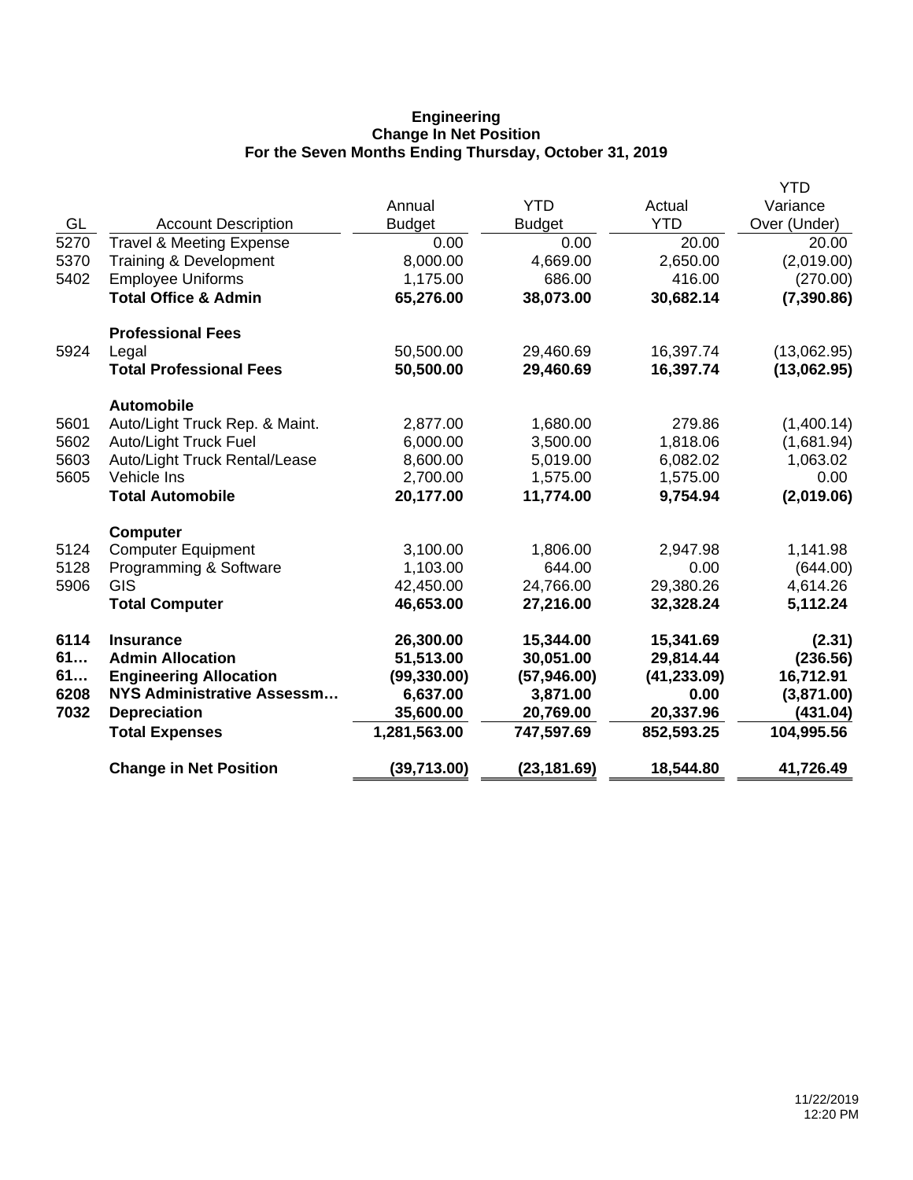**Engineering**
**Change In Net Position**
**For the Seven Months Ending Thursday, October 31, 2019**

| GL | Account Description | Annual Budget | YTD Budget | Actual YTD | YTD Variance Over (Under) |
|---|---|---|---|---|---|
| 5270 | Travel & Meeting Expense | 0.00 | 0.00 | 20.00 | 20.00 |
| 5370 | Training & Development | 8,000.00 | 4,669.00 | 2,650.00 | (2,019.00) |
| 5402 | Employee Uniforms | 1,175.00 | 686.00 | 416.00 | (270.00) |
| | **Total Office & Admin** | **65,276.00** | **38,073.00** | **30,682.14** | **(7,390.86)** |
| | **Professional Fees** | | | | |
| 5924 | Legal | 50,500.00 | 29,460.69 | 16,397.74 | (13,062.95) |
| | **Total Professional Fees** | **50,500.00** | **29,460.69** | **16,397.74** | **(13,062.95)** |
| | **Automobile** | | | | |
| 5601 | Auto/Light Truck Rep. & Maint. | 2,877.00 | 1,680.00 | 279.86 | (1,400.14) |
| 5602 | Auto/Light Truck Fuel | 6,000.00 | 3,500.00 | 1,818.06 | (1,681.94) |
| 5603 | Auto/Light Truck Rental/Lease | 8,600.00 | 5,019.00 | 6,082.02 | 1,063.02 |
| 5605 | Vehicle Ins | 2,700.00 | 1,575.00 | 1,575.00 | 0.00 |
| | **Total Automobile** | **20,177.00** | **11,774.00** | **9,754.94** | **(2,019.06)** |
| | **Computer** | | | | |
| 5124 | Computer Equipment | 3,100.00 | 1,806.00 | 2,947.98 | 1,141.98 |
| 5128 | Programming & Software | 1,103.00 | 644.00 | 0.00 | (644.00) |
| 5906 | GIS | 42,450.00 | 24,766.00 | 29,380.26 | 4,614.26 |
| | **Total Computer** | **46,653.00** | **27,216.00** | **32,328.24** | **5,112.24** |
| **6114** | **Insurance** | **26,300.00** | **15,344.00** | **15,341.69** | **(2.31)** |
| **61…** | **Admin Allocation** | **51,513.00** | **30,051.00** | **29,814.44** | **(236.56)** |
| **61…** | **Engineering Allocation** | **(99,330.00)** | **(57,946.00)** | **(41,233.09)** | **16,712.91** |
| **6208** | **NYS Administrative Assessm…** | **6,637.00** | **3,871.00** | **0.00** | **(3,871.00)** |
| **7032** | **Depreciation** | **35,600.00** | **20,769.00** | **20,337.96** | **(431.04)** |
| | **Total Expenses** | **1,281,563.00** | **747,597.69** | **852,593.25** | **104,995.56** |
| | **Change in Net Position** | **(39,713.00)** | **(23,181.69)** | **18,544.80** | **41,726.49** |

11/22/2019
12:20 PM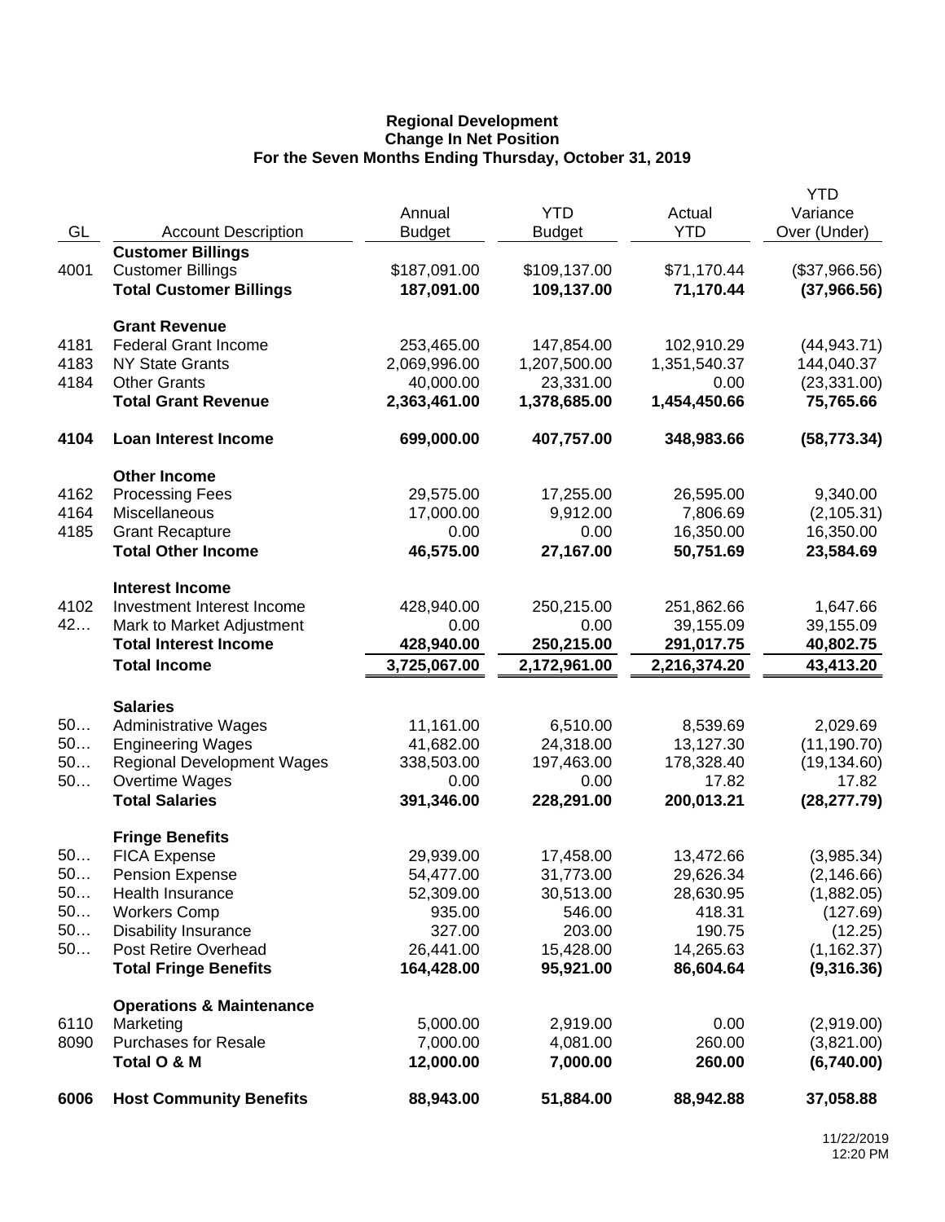**Regional Development**
**Change In Net Position**
**For the Seven Months Ending Thursday, October 31, 2019**

| GL | Account Description | Annual Budget | YTD Budget | Actual YTD | YTD Variance Over (Under) |
|---|---|---|---|---|---|
| | **Customer Billings** | | | | |
| 4001 | Customer Billings | $187,091.00 | $109,137.00 | $71,170.44 | ($37,966.56) |
| | **Total Customer Billings** | **187,091.00** | **109,137.00** | **71,170.44** | **(37,966.56)** |
| | **Grant Revenue** | | | | |
| 4181 | Federal Grant Income | 253,465.00 | 147,854.00 | 102,910.29 | (44,943.71) |
| 4183 | NY State Grants | 2,069,996.00 | 1,207,500.00 | 1,351,540.37 | 144,040.37 |
| 4184 | Other Grants | 40,000.00 | 23,331.00 | 0.00 | (23,331.00) |
| | **Total Grant Revenue** | **2,363,461.00** | **1,378,685.00** | **1,454,450.66** | **75,765.66** |
| **4104** | **Loan Interest Income** | **699,000.00** | **407,757.00** | **348,983.66** | **(58,773.34)** |
| | **Other Income** | | | | |
| 4162 | Processing Fees | 29,575.00 | 17,255.00 | 26,595.00 | 9,340.00 |
| 4164 | Miscellaneous | 17,000.00 | 9,912.00 | 7,806.69 | (2,105.31) |
| 4185 | Grant Recapture | 0.00 | 0.00 | 16,350.00 | 16,350.00 |
| | **Total Other Income** | **46,575.00** | **27,167.00** | **50,751.69** | **23,584.69** |
| | **Interest Income** | | | | |
| 4102 | Investment Interest Income | 428,940.00 | 250,215.00 | 251,862.66 | 1,647.66 |
| 42… | Mark to Market Adjustment | 0.00 | 0.00 | 39,155.09 | 39,155.09 |
| | **Total Interest Income** | **428,940.00** | **250,215.00** | **291,017.75** | **40,802.75** |
| | **Total Income** | **3,725,067.00** | **2,172,961.00** | **2,216,374.20** | **43,413.20** |
| | **Salaries** | | | | |
| 50… | Administrative Wages | 11,161.00 | 6,510.00 | 8,539.69 | 2,029.69 |
| 50… | Engineering Wages | 41,682.00 | 24,318.00 | 13,127.30 | (11,190.70) |
| 50… | Regional Development Wages | 338,503.00 | 197,463.00 | 178,328.40 | (19,134.60) |
| 50… | Overtime Wages | 0.00 | 0.00 | 17.82 | 17.82 |
| | **Total Salaries** | **391,346.00** | **228,291.00** | **200,013.21** | **(28,277.79)** |
| | **Fringe Benefits** | | | | |
| 50… | FICA Expense | 29,939.00 | 17,458.00 | 13,472.66 | (3,985.34) |
| 50… | Pension Expense | 54,477.00 | 31,773.00 | 29,626.34 | (2,146.66) |
| 50… | Health Insurance | 52,309.00 | 30,513.00 | 28,630.95 | (1,882.05) |
| 50… | Workers Comp | 935.00 | 546.00 | 418.31 | (127.69) |
| 50… | Disability Insurance | 327.00 | 203.00 | 190.75 | (12.25) |
| 50… | Post Retire Overhead | 26,441.00 | 15,428.00 | 14,265.63 | (1,162.37) |
| | **Total Fringe Benefits** | **164,428.00** | **95,921.00** | **86,604.64** | **(9,316.36)** |
| | **Operations & Maintenance** | | | | |
| 6110 | Marketing | 5,000.00 | 2,919.00 | 0.00 | (2,919.00) |
| 8090 | Purchases for Resale | 7,000.00 | 4,081.00 | 260.00 | (3,821.00) |
| | **Total O & M** | **12,000.00** | **7,000.00** | **260.00** | **(6,740.00)** |
| **6006** | **Host Community Benefits** | **88,943.00** | **51,884.00** | **88,942.88** | **37,058.88** |

11/22/2019
12:20 PM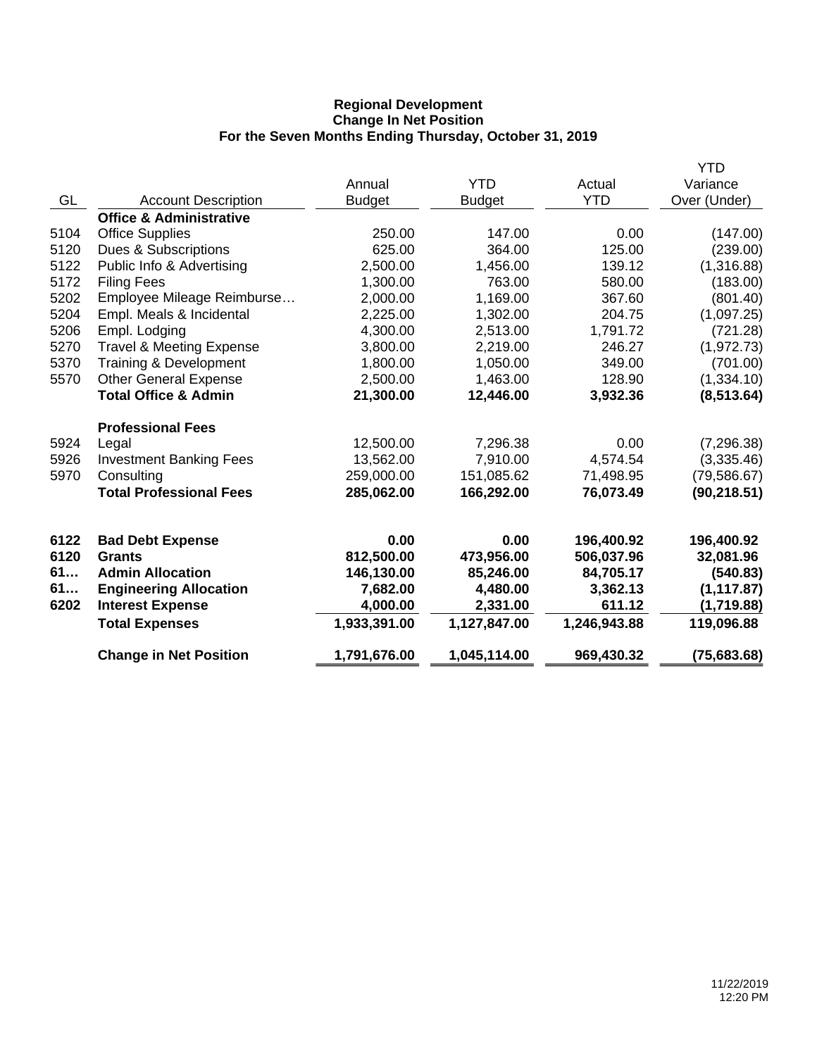**Regional Development**
**Change In Net Position**
**For the Seven Months Ending Thursday, October 31, 2019**

| GL | Account Description | Annual Budget | YTD Budget | Actual YTD | YTD Variance Over (Under) |
|---|---|---|---|---|---|
| | **Office & Administrative** | | | | |
| 5104 | Office Supplies | 250.00 | 147.00 | 0.00 | (147.00) |
| 5120 | Dues & Subscriptions | 625.00 | 364.00 | 125.00 | (239.00) |
| 5122 | Public Info & Advertising | 2,500.00 | 1,456.00 | 139.12 | (1,316.88) |
| 5172 | Filing Fees | 1,300.00 | 763.00 | 580.00 | (183.00) |
| 5202 | Employee Mileage Reimburse… | 2,000.00 | 1,169.00 | 367.60 | (801.40) |
| 5204 | Empl. Meals & Incidental | 2,225.00 | 1,302.00 | 204.75 | (1,097.25) |
| 5206 | Empl. Lodging | 4,300.00 | 2,513.00 | 1,791.72 | (721.28) |
| 5270 | Travel & Meeting Expense | 3,800.00 | 2,219.00 | 246.27 | (1,972.73) |
| 5370 | Training & Development | 1,800.00 | 1,050.00 | 349.00 | (701.00) |
| 5570 | Other General Expense | 2,500.00 | 1,463.00 | 128.90 | (1,334.10) |
| | **Total Office & Admin** | **21,300.00** | **12,446.00** | **3,932.36** | **(8,513.64)** |
| | **Professional Fees** | | | | |
| 5924 | Legal | 12,500.00 | 7,296.38 | 0.00 | (7,296.38) |
| 5926 | Investment Banking Fees | 13,562.00 | 7,910.00 | 4,574.54 | (3,335.46) |
| 5970 | Consulting | 259,000.00 | 151,085.62 | 71,498.95 | (79,586.67) |
| | **Total Professional Fees** | **285,062.00** | **166,292.00** | **76,073.49** | **(90,218.51)** |
| **6122** | **Bad Debt Expense** | **0.00** | **0.00** | **196,400.92** | **196,400.92** |
| **6120** | **Grants** | **812,500.00** | **473,956.00** | **506,037.96** | **32,081.96** |
| **61…** | **Admin Allocation** | **146,130.00** | **85,246.00** | **84,705.17** | **(540.83)** |
| **61…** | **Engineering Allocation** | **7,682.00** | **4,480.00** | **3,362.13** | **(1,117.87)** |
| **6202** | **Interest Expense** | **4,000.00** | **2,331.00** | **611.12** | **(1,719.88)** |
| | **Total Expenses** | **1,933,391.00** | **1,127,847.00** | **1,246,943.88** | **119,096.88** |
| | **Change in Net Position** | **1,791,676.00** | **1,045,114.00** | **969,430.32** | **(75,683.68)** |

11/22/2019
12:20 PM